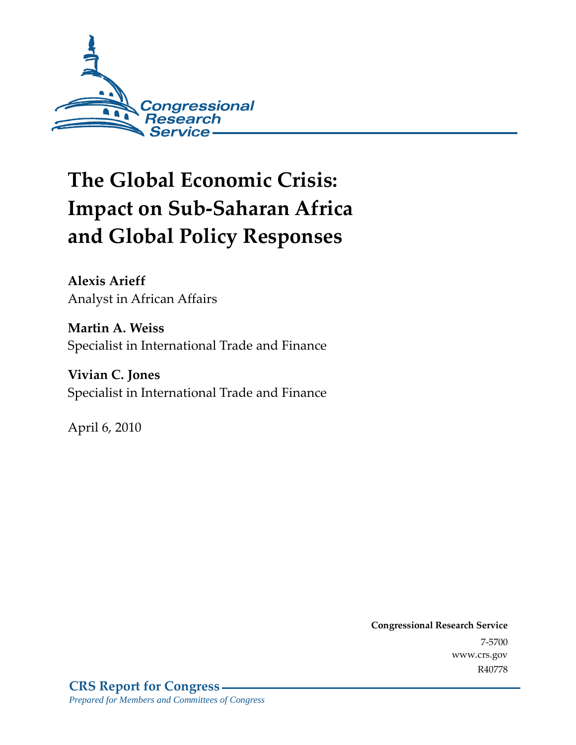Congressional Research Service

# The Global Economic Crisis: Impact on Sub-Saharan Africa and Global Policy Responses

**Alexis Arieff**
Analyst in African Affairs

**Martin A. Weiss**
Specialist in International Trade and Finance

**Vivian C. Jones**
Specialist in International Trade and Finance

April 6, 2010

**Congressional Research Service**
7-5700
www.crs.gov
R40778

**CRS Report for Congress**
*Prepared for Members and Committees of Congress*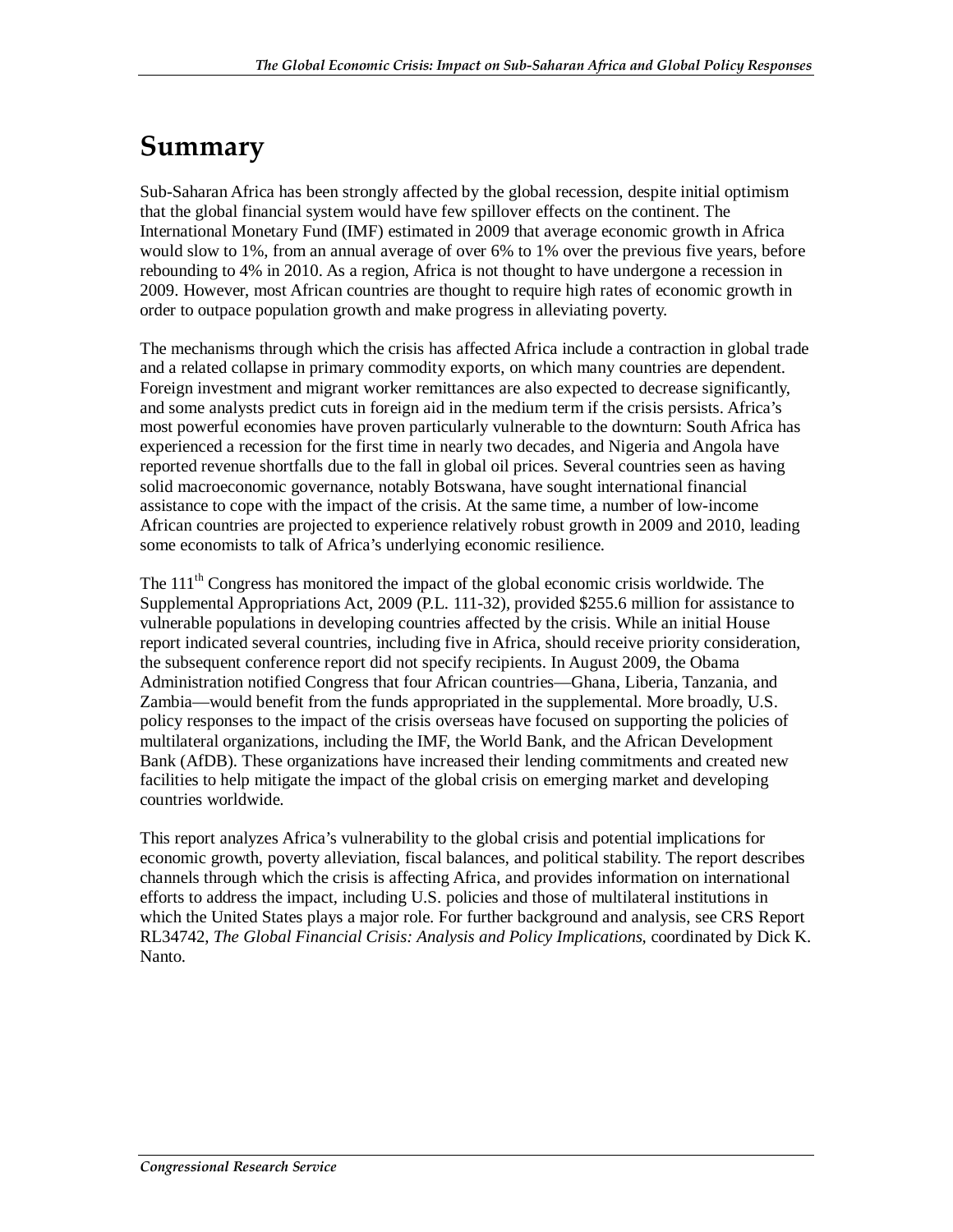# Summary

Sub-Saharan Africa has been strongly affected by the global recession, despite initial optimism that the global financial system would have few spillover effects on the continent. The International Monetary Fund (IMF) estimated in 2009 that average economic growth in Africa would slow to 1%, from an annual average of over 6% to 1% over the previous five years, before rebounding to 4% in 2010. As a region, Africa is not thought to have undergone a recession in 2009. However, most African countries are thought to require high rates of economic growth in order to outpace population growth and make progress in alleviating poverty.

The mechanisms through which the crisis has affected Africa include a contraction in global trade and a related collapse in primary commodity exports, on which many countries are dependent. Foreign investment and migrant worker remittances are also expected to decrease significantly, and some analysts predict cuts in foreign aid in the medium term if the crisis persists. Africa's most powerful economies have proven particularly vulnerable to the downturn: South Africa has experienced a recession for the first time in nearly two decades, and Nigeria and Angola have reported revenue shortfalls due to the fall in global oil prices. Several countries seen as having solid macroeconomic governance, notably Botswana, have sought international financial assistance to cope with the impact of the crisis. At the same time, a number of low-income African countries are projected to experience relatively robust growth in 2009 and 2010, leading some economists to talk of Africa's underlying economic resilience.

The 111th Congress has monitored the impact of the global economic crisis worldwide. The Supplemental Appropriations Act, 2009 (P.L. 111-32), provided $255.6 million for assistance to vulnerable populations in developing countries affected by the crisis. While an initial House report indicated several countries, including five in Africa, should receive priority consideration, the subsequent conference report did not specify recipients. In August 2009, the Obama Administration notified Congress that four African countries—Ghana, Liberia, Tanzania, and Zambia—would benefit from the funds appropriated in the supplemental. More broadly, U.S. policy responses to the impact of the crisis overseas have focused on supporting the policies of multilateral organizations, including the IMF, the World Bank, and the African Development Bank (AfDB). These organizations have increased their lending commitments and created new facilities to help mitigate the impact of the global crisis on emerging market and developing countries worldwide.

This report analyzes Africa's vulnerability to the global crisis and potential implications for economic growth, poverty alleviation, fiscal balances, and political stability. The report describes channels through which the crisis is affecting Africa, and provides information on international efforts to address the impact, including U.S. policies and those of multilateral institutions in which the United States plays a major role. For further background and analysis, see CRS Report RL34742, *The Global Financial Crisis: Analysis and Policy Implications*, coordinated by Dick K. Nanto.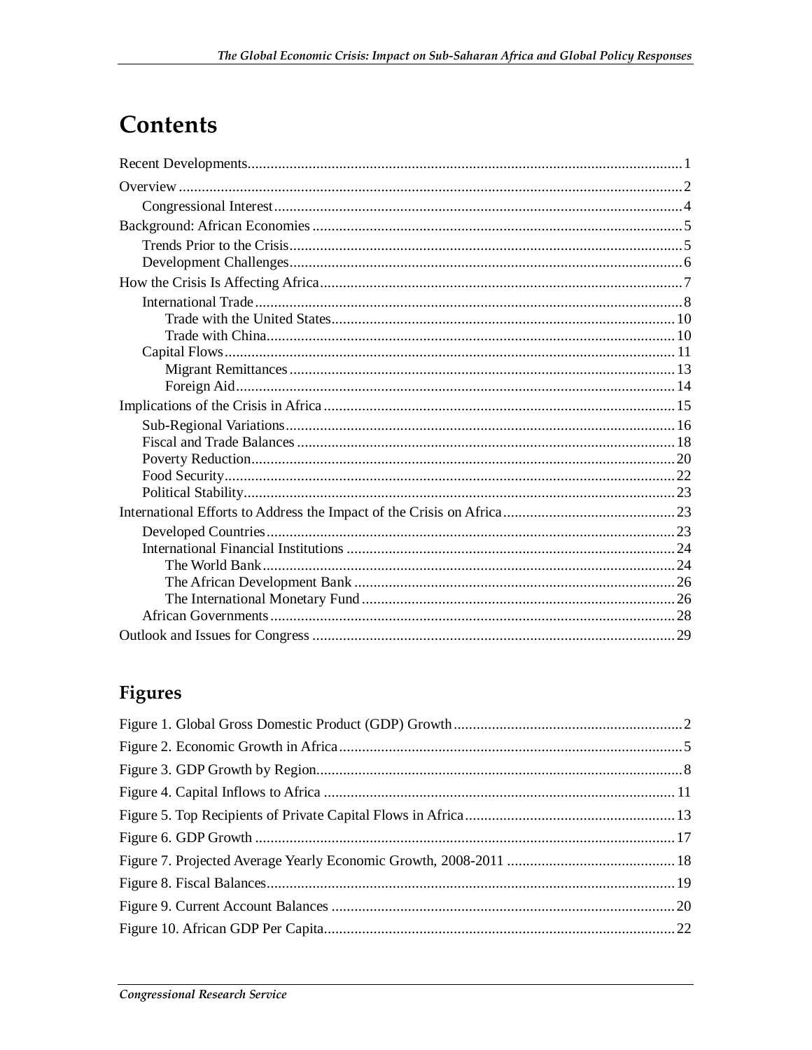# Contents

Recent Developments ... 1

Overview ... 2

- Congressional Interest ... 4

Background: African Economies ... 5

- Trends Prior to the Crisis ... 5
- Development Challenges ... 6

How the Crisis Is Affecting Africa ... 7

- International Trade ... 8
  - Trade with the United States ... 10
  - Trade with China ... 10
- Capital Flows ... 11
  - Migrant Remittances ... 13
  - Foreign Aid ... 14

Implications of the Crisis in Africa ... 15

- Sub-Regional Variations ... 16
- Fiscal and Trade Balances ... 18
- Poverty Reduction ... 20
- Food Security ... 22
- Political Stability ... 23

International Efforts to Address the Impact of the Crisis on Africa ... 23

- Developed Countries ... 23
- International Financial Institutions ... 24
  - The World Bank ... 24
  - The African Development Bank ... 26
  - The International Monetary Fund ... 26
- African Governments ... 28

Outlook and Issues for Congress ... 29

## Figures

Figure 1. Global Gross Domestic Product (GDP) Growth ... 2

Figure 2. Economic Growth in Africa ... 5

Figure 3. GDP Growth by Region ... 8

Figure 4. Capital Inflows to Africa ... 11

Figure 5. Top Recipients of Private Capital Flows in Africa ... 13

Figure 6. GDP Growth ... 17

Figure 7. Projected Average Yearly Economic Growth, 2008-2011 ... 18

Figure 8. Fiscal Balances ... 19

Figure 9. Current Account Balances ... 20

Figure 10. African GDP Per Capita ... 22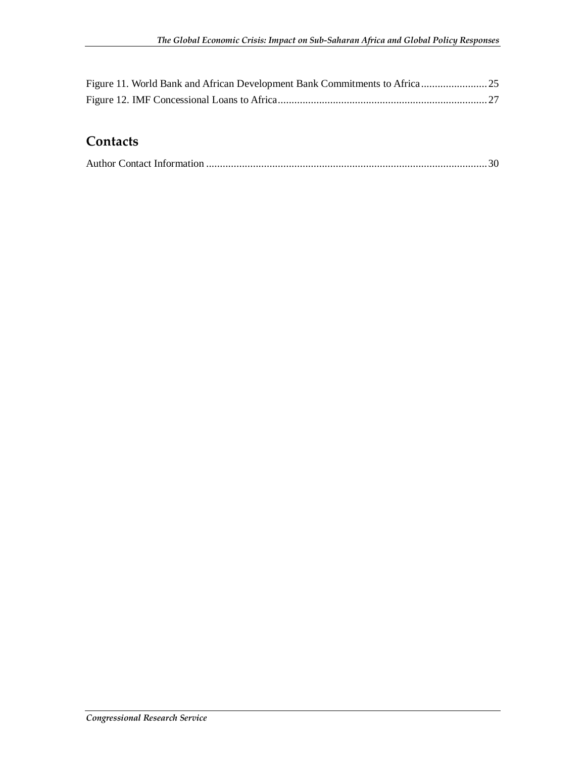Figure 11. World Bank and African Development Bank Commitments to Africa........................25
Figure 12. IMF Concessional Loans to Africa.........................................................................27

## Contacts

Author Contact Information ......................................................................................................30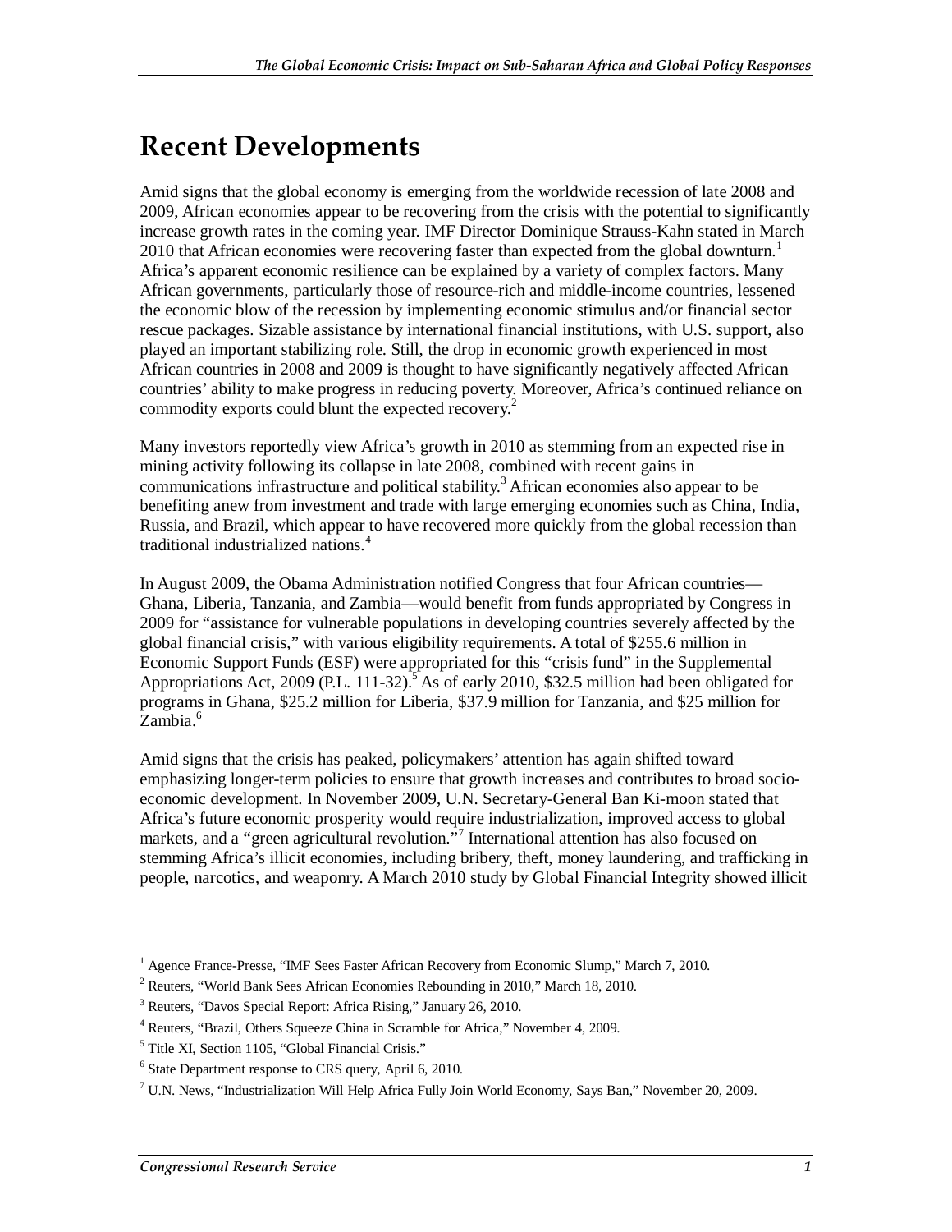# Recent Developments

Amid signs that the global economy is emerging from the worldwide recession of late 2008 and 2009, African economies appear to be recovering from the crisis with the potential to significantly increase growth rates in the coming year. IMF Director Dominique Strauss-Kahn stated in March 2010 that African economies were recovering faster than expected from the global downturn.[1] Africa's apparent economic resilience can be explained by a variety of complex factors. Many African governments, particularly those of resource-rich and middle-income countries, lessened the economic blow of the recession by implementing economic stimulus and/or financial sector rescue packages. Sizable assistance by international financial institutions, with U.S. support, also played an important stabilizing role. Still, the drop in economic growth experienced in most African countries in 2008 and 2009 is thought to have significantly negatively affected African countries' ability to make progress in reducing poverty. Moreover, Africa's continued reliance on commodity exports could blunt the expected recovery.[2]

Many investors reportedly view Africa's growth in 2010 as stemming from an expected rise in mining activity following its collapse in late 2008, combined with recent gains in communications infrastructure and political stability.[3] African economies also appear to be benefiting anew from investment and trade with large emerging economies such as China, India, Russia, and Brazil, which appear to have recovered more quickly from the global recession than traditional industrialized nations.[4]

In August 2009, the Obama Administration notified Congress that four African countries—Ghana, Liberia, Tanzania, and Zambia—would benefit from funds appropriated by Congress in 2009 for "assistance for vulnerable populations in developing countries severely affected by the global financial crisis," with various eligibility requirements. A total of $255.6 million in Economic Support Funds (ESF) were appropriated for this "crisis fund" in the Supplemental Appropriations Act, 2009 (P.L. 111-32).[5] As of early 2010, $32.5 million had been obligated for programs in Ghana, $25.2 million for Liberia, $37.9 million for Tanzania, and $25 million for Zambia.[6]

Amid signs that the crisis has peaked, policymakers' attention has again shifted toward emphasizing longer-term policies to ensure that growth increases and contributes to broad socio-economic development. In November 2009, U.N. Secretary-General Ban Ki-moon stated that Africa's future economic prosperity would require industrialization, improved access to global markets, and a "green agricultural revolution."[7] International attention has also focused on stemming Africa's illicit economies, including bribery, theft, money laundering, and trafficking in people, narcotics, and weaponry. A March 2010 study by Global Financial Integrity showed illicit

---

[1] Agence France-Presse, "IMF Sees Faster African Recovery from Economic Slump," March 7, 2010.

[2] Reuters, "World Bank Sees African Economies Rebounding in 2010," March 18, 2010.

[3] Reuters, "Davos Special Report: Africa Rising," January 26, 2010.

[4] Reuters, "Brazil, Others Squeeze China in Scramble for Africa," November 4, 2009.

[5] Title XI, Section 1105, "Global Financial Crisis."

[6] State Department response to CRS query, April 6, 2010.

[7] U.N. News, "Industrialization Will Help Africa Fully Join World Economy, Says Ban," November 20, 2009.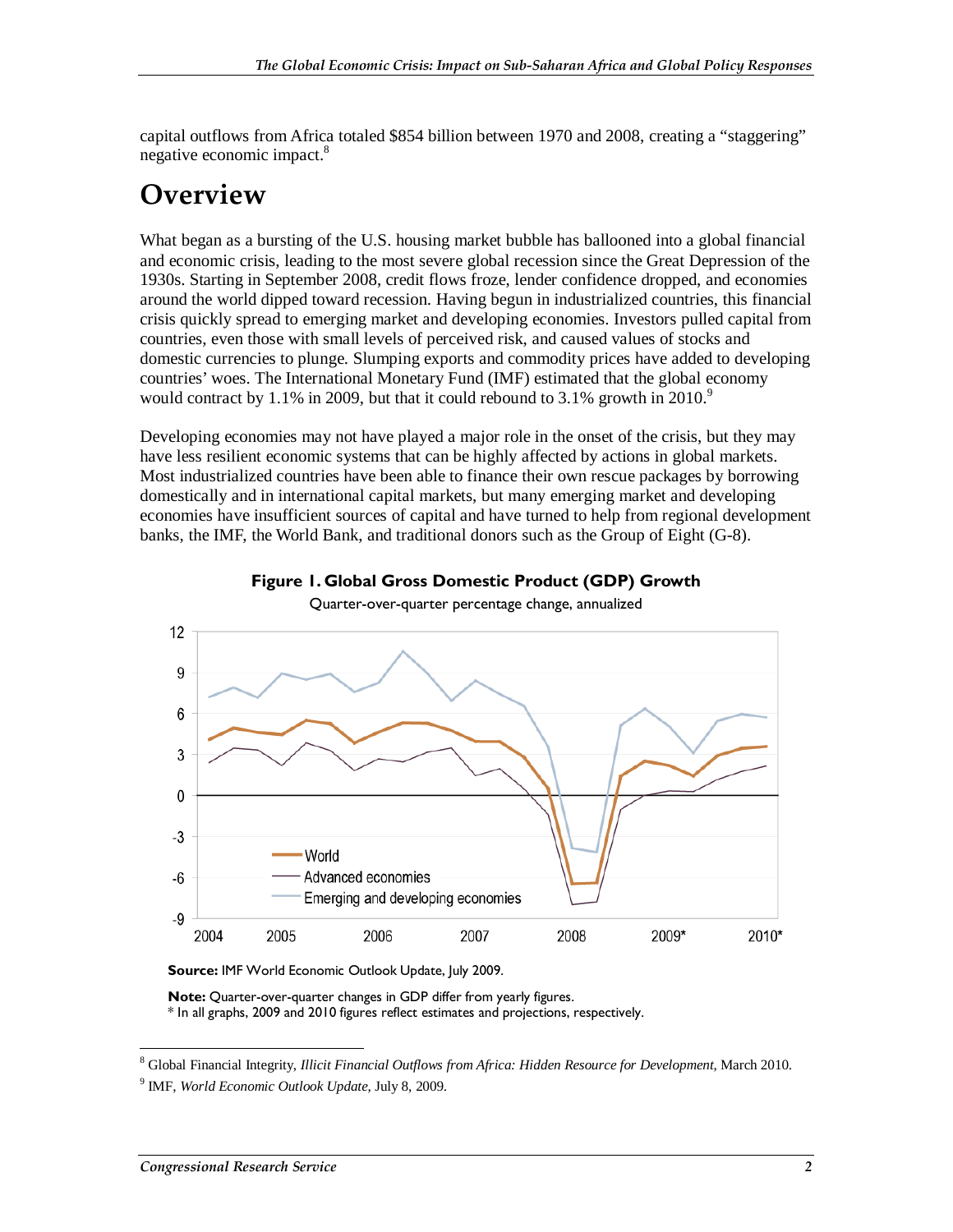capital outflows from Africa totaled $854 billion between 1970 and 2008, creating a "staggering" negative economic impact.[8]

# Overview

What began as a bursting of the U.S. housing market bubble has ballooned into a global financial and economic crisis, leading to the most severe global recession since the Great Depression of the 1930s. Starting in September 2008, credit flows froze, lender confidence dropped, and economies around the world dipped toward recession. Having begun in industrialized countries, this financial crisis quickly spread to emerging market and developing economies. Investors pulled capital from countries, even those with small levels of perceived risk, and caused values of stocks and domestic currencies to plunge. Slumping exports and commodity prices have added to developing countries' woes. The International Monetary Fund (IMF) estimated that the global economy would contract by 1.1% in 2009, but that it could rebound to 3.1% growth in 2010.[9]

Developing economies may not have played a major role in the onset of the crisis, but they may have less resilient economic systems that can be highly affected by actions in global markets. Most industrialized countries have been able to finance their own rescue packages by borrowing domestically and in international capital markets, but many emerging market and developing economies have insufficient sources of capital and have turned to help from regional development banks, the IMF, the World Bank, and traditional donors such as the Group of Eight (G-8).

**Figure 1. Global Gross Domestic Product (GDP) Growth**

Quarter-over-quarter percentage change, annualized

**Source:** IMF World Economic Outlook Update, July 2009.

**Note:** Quarter-over-quarter changes in GDP differ from yearly figures.
* In all graphs, 2009 and 2010 figures reflect estimates and projections, respectively.

---

[8] Global Financial Integrity, *Illicit Financial Outflows from Africa: Hidden Resource for Development*, March 2010.

[9] IMF, *World Economic Outlook Update,* July 8, 2009.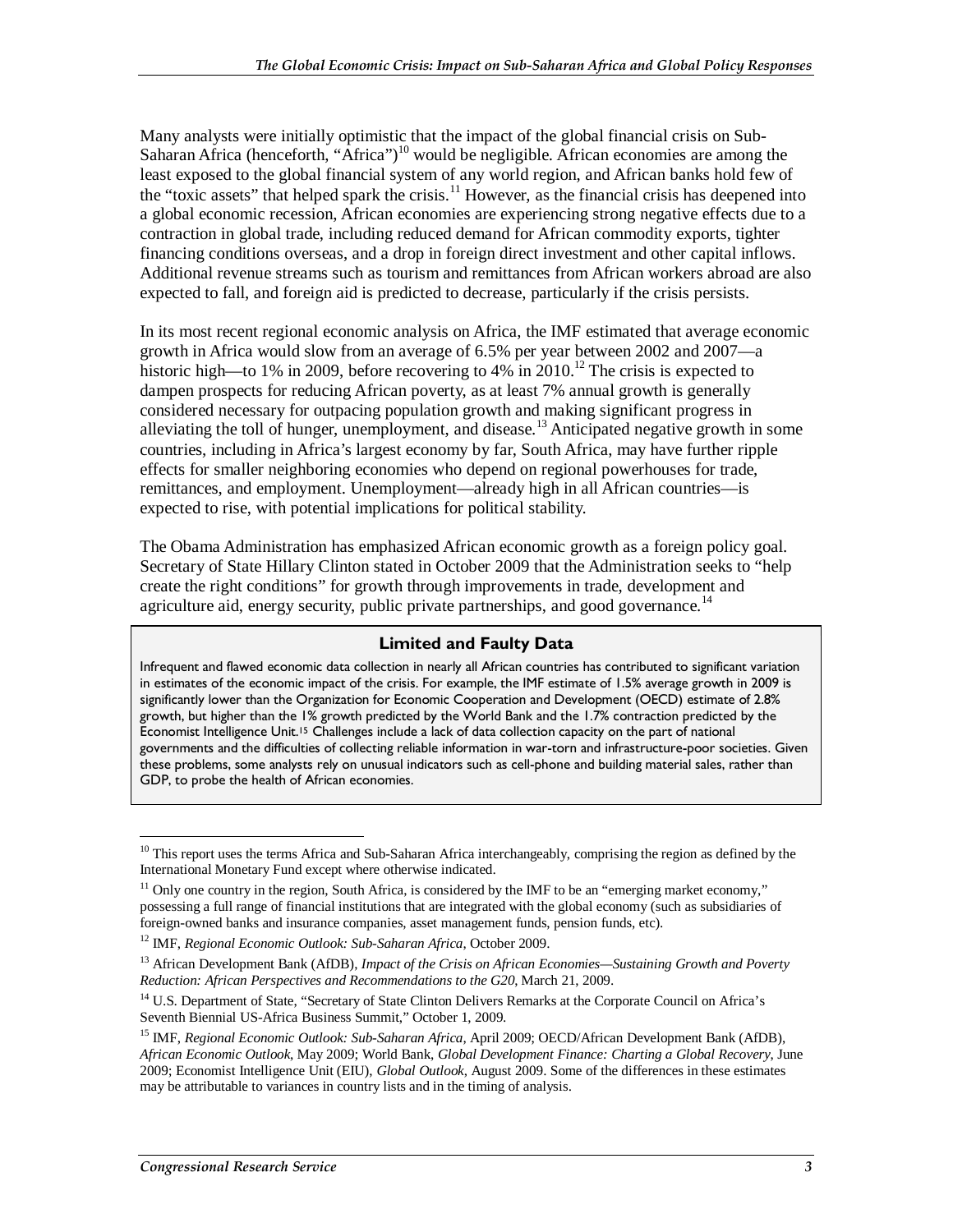Many analysts were initially optimistic that the impact of the global financial crisis on Sub-Saharan Africa (henceforth, "Africa")[10] would be negligible. African economies are among the least exposed to the global financial system of any world region, and African banks hold few of the "toxic assets" that helped spark the crisis.[11] However, as the financial crisis has deepened into a global economic recession, African economies are experiencing strong negative effects due to a contraction in global trade, including reduced demand for African commodity exports, tighter financing conditions overseas, and a drop in foreign direct investment and other capital inflows. Additional revenue streams such as tourism and remittances from African workers abroad are also expected to fall, and foreign aid is predicted to decrease, particularly if the crisis persists.

In its most recent regional economic analysis on Africa, the IMF estimated that average economic growth in Africa would slow from an average of 6.5% per year between 2002 and 2007—a historic high—to 1% in 2009, before recovering to 4% in 2010.[12] The crisis is expected to dampen prospects for reducing African poverty, as at least 7% annual growth is generally considered necessary for outpacing population growth and making significant progress in alleviating the toll of hunger, unemployment, and disease.[13] Anticipated negative growth in some countries, including in Africa's largest economy by far, South Africa, may have further ripple effects for smaller neighboring economies who depend on regional powerhouses for trade, remittances, and employment. Unemployment—already high in all African countries—is expected to rise, with potential implications for political stability.

The Obama Administration has emphasized African economic growth as a foreign policy goal. Secretary of State Hillary Clinton stated in October 2009 that the Administration seeks to "help create the right conditions" for growth through improvements in trade, development and agriculture aid, energy security, public private partnerships, and good governance.[14]

**Limited and Faulty Data**

Infrequent and flawed economic data collection in nearly all African countries has contributed to significant variation in estimates of the economic impact of the crisis. For example, the IMF estimate of 1.5% average growth in 2009 is significantly lower than the Organization for Economic Cooperation and Development (OECD) estimate of 2.8% growth, but higher than the 1% growth predicted by the World Bank and the 1.7% contraction predicted by the Economist Intelligence Unit.[15] Challenges include a lack of data collection capacity on the part of national governments and the difficulties of collecting reliable information in war-torn and infrastructure-poor societies. Given these problems, some analysts rely on unusual indicators such as cell-phone and building material sales, rather than GDP, to probe the health of African economies.

---

[10] This report uses the terms Africa and Sub-Saharan Africa interchangeably, comprising the region as defined by the International Monetary Fund except where otherwise indicated.

[11] Only one country in the region, South Africa, is considered by the IMF to be an "emerging market economy," possessing a full range of financial institutions that are integrated with the global economy (such as subsidiaries of foreign-owned banks and insurance companies, asset management funds, pension funds, etc).

[12] IMF, *Regional Economic Outlook: Sub-Saharan Africa*, October 2009.

[13] African Development Bank (AfDB), *Impact of the Crisis on African Economies—Sustaining Growth and Poverty Reduction: African Perspectives and Recommendations to the G20*, March 21, 2009.

[14] U.S. Department of State, "Secretary of State Clinton Delivers Remarks at the Corporate Council on Africa's Seventh Biennial US-Africa Business Summit," October 1, 2009.

[15] IMF, *Regional Economic Outlook: Sub-Saharan Africa*, April 2009; OECD/African Development Bank (AfDB), *African Economic Outlook*, May 2009; World Bank, *Global Development Finance: Charting a Global Recovery*, June 2009; Economist Intelligence Unit (EIU), *Global Outlook*, August 2009. Some of the differences in these estimates may be attributable to variances in country lists and in the timing of analysis.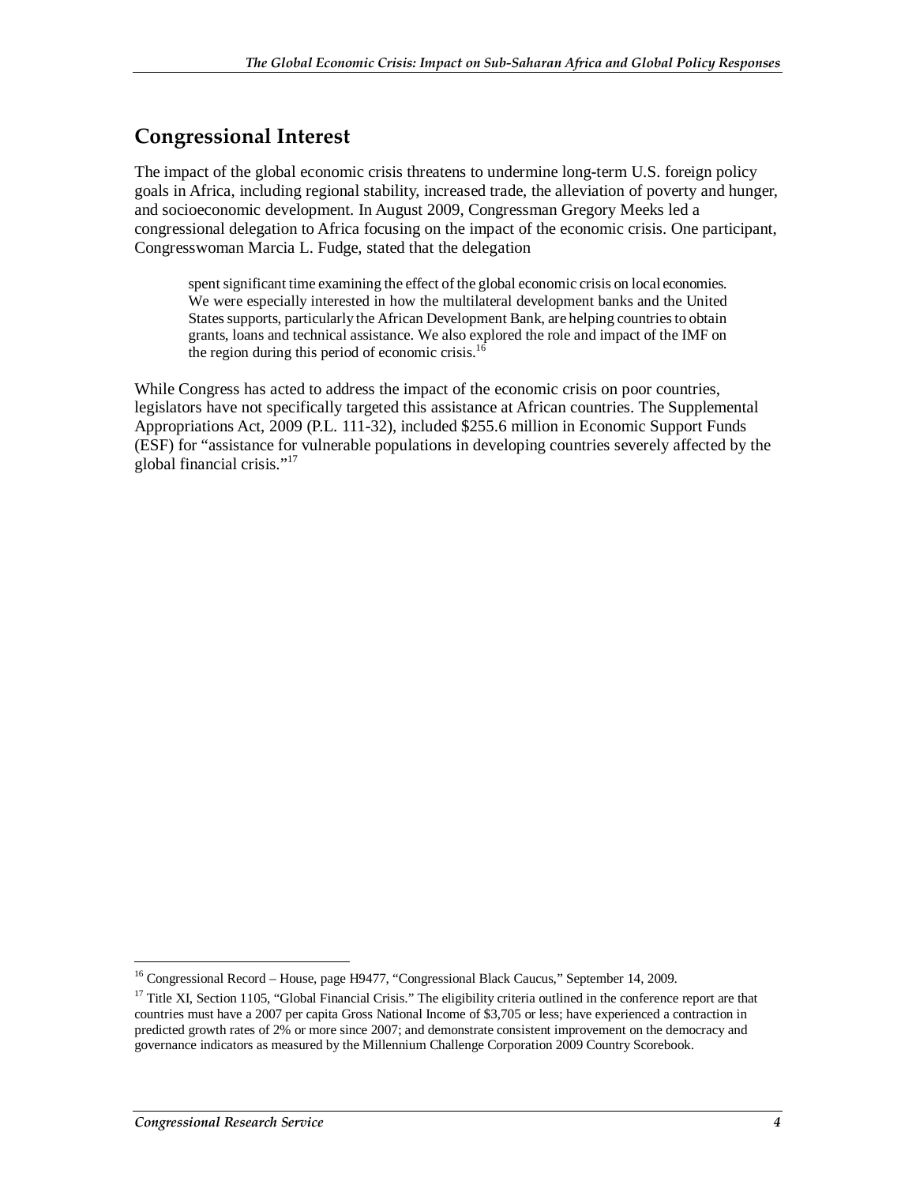## Congressional Interest

The impact of the global economic crisis threatens to undermine long-term U.S. foreign policy goals in Africa, including regional stability, increased trade, the alleviation of poverty and hunger, and socioeconomic development. In August 2009, Congressman Gregory Meeks led a congressional delegation to Africa focusing on the impact of the economic crisis. One participant, Congresswoman Marcia L. Fudge, stated that the delegation

> spent significant time examining the effect of the global economic crisis on local economies. We were especially interested in how the multilateral development banks and the United States supports, particularly the African Development Bank, are helping countries to obtain grants, loans and technical assistance. We also explored the role and impact of the IMF on the region during this period of economic crisis.[16]

While Congress has acted to address the impact of the economic crisis on poor countries, legislators have not specifically targeted this assistance at African countries. The Supplemental Appropriations Act, 2009 (P.L. 111-32), included $255.6 million in Economic Support Funds (ESF) for "assistance for vulnerable populations in developing countries severely affected by the global financial crisis."[17]

---

[16] Congressional Record – House, page H9477, "Congressional Black Caucus," September 14, 2009.

[17] Title XI, Section 1105, "Global Financial Crisis." The eligibility criteria outlined in the conference report are that countries must have a 2007 per capita Gross National Income of $3,705 or less; have experienced a contraction in predicted growth rates of 2% or more since 2007; and demonstrate consistent improvement on the democracy and governance indicators as measured by the Millennium Challenge Corporation 2009 Country Scorebook.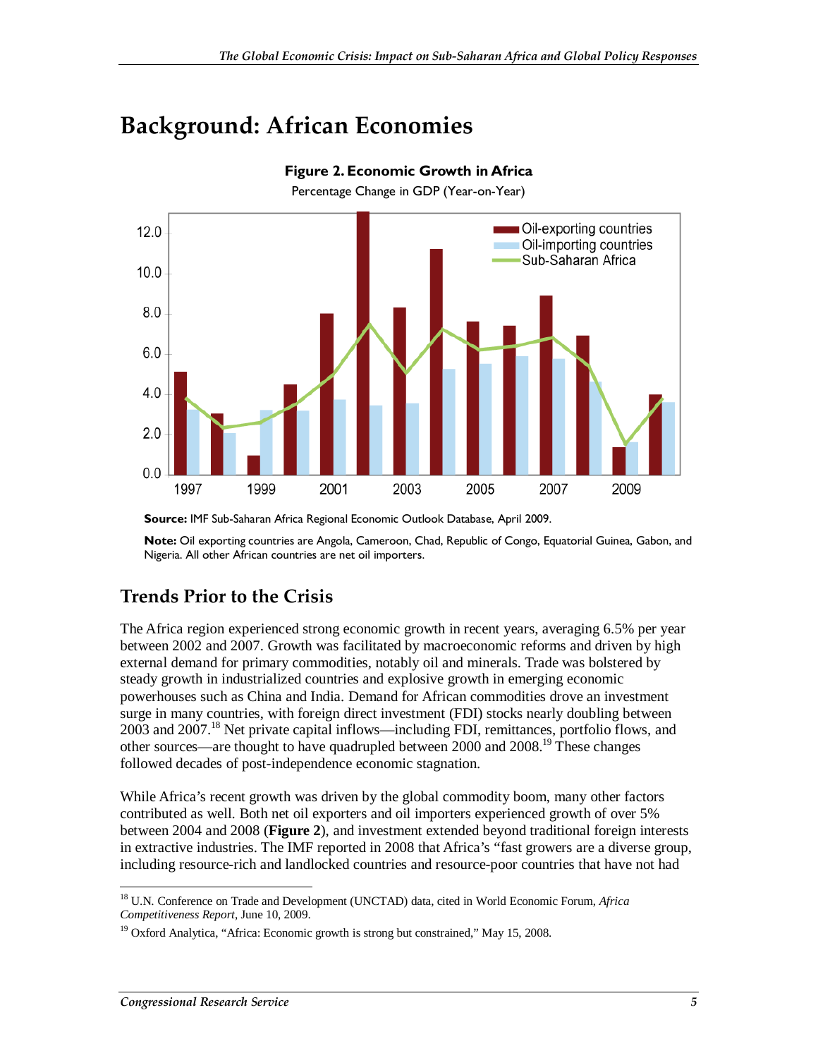# Background: African Economies

**Figure 2. Economic Growth in Africa**

Percentage Change in GDP (Year-on-Year)

**Source:** IMF Sub-Saharan Africa Regional Economic Outlook Database, April 2009.

**Note:** Oil exporting countries are Angola, Cameroon, Chad, Republic of Congo, Equatorial Guinea, Gabon, and Nigeria. All other African countries are net oil importers.

## Trends Prior to the Crisis

The Africa region experienced strong economic growth in recent years, averaging 6.5% per year between 2002 and 2007. Growth was facilitated by macroeconomic reforms and driven by high external demand for primary commodities, notably oil and minerals. Trade was bolstered by steady growth in industrialized countries and explosive growth in emerging economic powerhouses such as China and India. Demand for African commodities drove an investment surge in many countries, with foreign direct investment (FDI) stocks nearly doubling between 2003 and 2007.[18] Net private capital inflows—including FDI, remittances, portfolio flows, and other sources—are thought to have quadrupled between 2000 and 2008.[19] These changes followed decades of post-independence economic stagnation.

While Africa's recent growth was driven by the global commodity boom, many other factors contributed as well. Both net oil exporters and oil importers experienced growth of over 5% between 2004 and 2008 (**Figure 2**), and investment extended beyond traditional foreign interests in extractive industries. The IMF reported in 2008 that Africa's "fast growers are a diverse group, including resource-rich and landlocked countries and resource-poor countries that have not had

---

[18] U.N. Conference on Trade and Development (UNCTAD) data, cited in World Economic Forum, *Africa Competitiveness Report*, June 10, 2009.

[19] Oxford Analytica, "Africa: Economic growth is strong but constrained," May 15, 2008.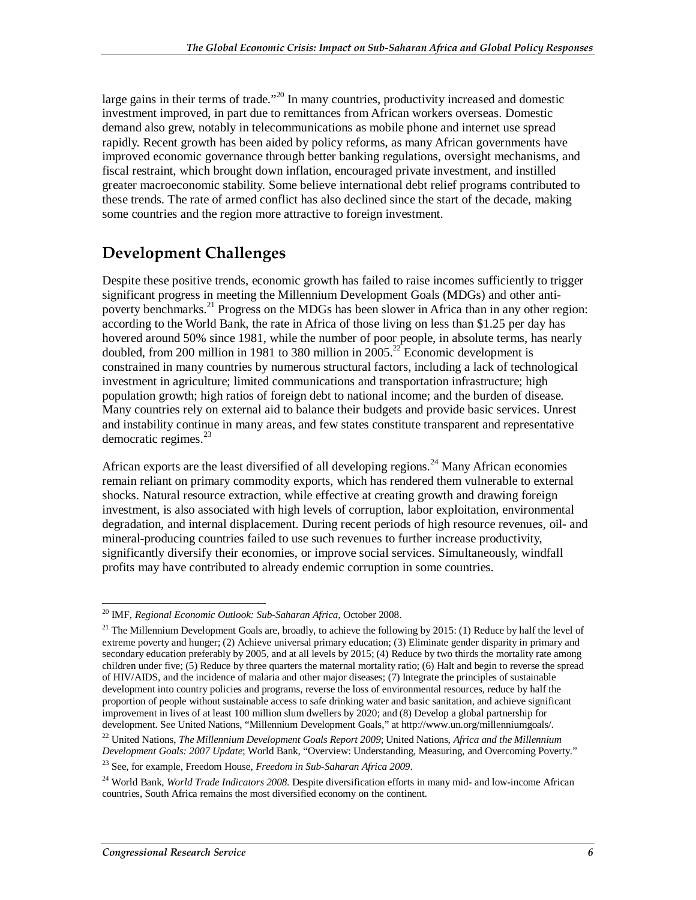large gains in their terms of trade."[20] In many countries, productivity increased and domestic investment improved, in part due to remittances from African workers overseas. Domestic demand also grew, notably in telecommunications as mobile phone and internet use spread rapidly. Recent growth has been aided by policy reforms, as many African governments have improved economic governance through better banking regulations, oversight mechanisms, and fiscal restraint, which brought down inflation, encouraged private investment, and instilled greater macroeconomic stability. Some believe international debt relief programs contributed to these trends. The rate of armed conflict has also declined since the start of the decade, making some countries and the region more attractive to foreign investment.

## Development Challenges

Despite these positive trends, economic growth has failed to raise incomes sufficiently to trigger significant progress in meeting the Millennium Development Goals (MDGs) and other anti-poverty benchmarks.[21] Progress on the MDGs has been slower in Africa than in any other region: according to the World Bank, the rate in Africa of those living on less than $1.25 per day has hovered around 50% since 1981, while the number of poor people, in absolute terms, has nearly doubled, from 200 million in 1981 to 380 million in 2005.[22] Economic development is constrained in many countries by numerous structural factors, including a lack of technological investment in agriculture; limited communications and transportation infrastructure; high population growth; high ratios of foreign debt to national income; and the burden of disease. Many countries rely on external aid to balance their budgets and provide basic services. Unrest and instability continue in many areas, and few states constitute transparent and representative democratic regimes.[23]

African exports are the least diversified of all developing regions.[24] Many African economies remain reliant on primary commodity exports, which has rendered them vulnerable to external shocks. Natural resource extraction, while effective at creating growth and drawing foreign investment, is also associated with high levels of corruption, labor exploitation, environmental degradation, and internal displacement. During recent periods of high resource revenues, oil- and mineral-producing countries failed to use such revenues to further increase productivity, significantly diversify their economies, or improve social services. Simultaneously, windfall profits may have contributed to already endemic corruption in some countries.

---

[20] IMF, *Regional Economic Outlook: Sub-Saharan Africa*, October 2008.

[21] The Millennium Development Goals are, broadly, to achieve the following by 2015: (1) Reduce by half the level of extreme poverty and hunger; (2) Achieve universal primary education; (3) Eliminate gender disparity in primary and secondary education preferably by 2005, and at all levels by 2015; (4) Reduce by two thirds the mortality rate among children under five; (5) Reduce by three quarters the maternal mortality ratio; (6) Halt and begin to reverse the spread of HIV/AIDS, and the incidence of malaria and other major diseases; (7) Integrate the principles of sustainable development into country policies and programs, reverse the loss of environmental resources, reduce by half the proportion of people without sustainable access to safe drinking water and basic sanitation, and achieve significant improvement in lives of at least 100 million slum dwellers by 2020; and (8) Develop a global partnership for development. See United Nations, "Millennium Development Goals," at http://www.un.org/millenniumgoals/.

[22] United Nations, *The Millennium Development Goals Report 2009*; United Nations, *Africa and the Millennium Development Goals: 2007 Update*; World Bank, "Overview: Understanding, Measuring, and Overcoming Poverty."

[23] See, for example, Freedom House, *Freedom in Sub-Saharan Africa 2009*.

[24] World Bank, *World Trade Indicators 2008.* Despite diversification efforts in many mid- and low-income African countries, South Africa remains the most diversified economy on the continent.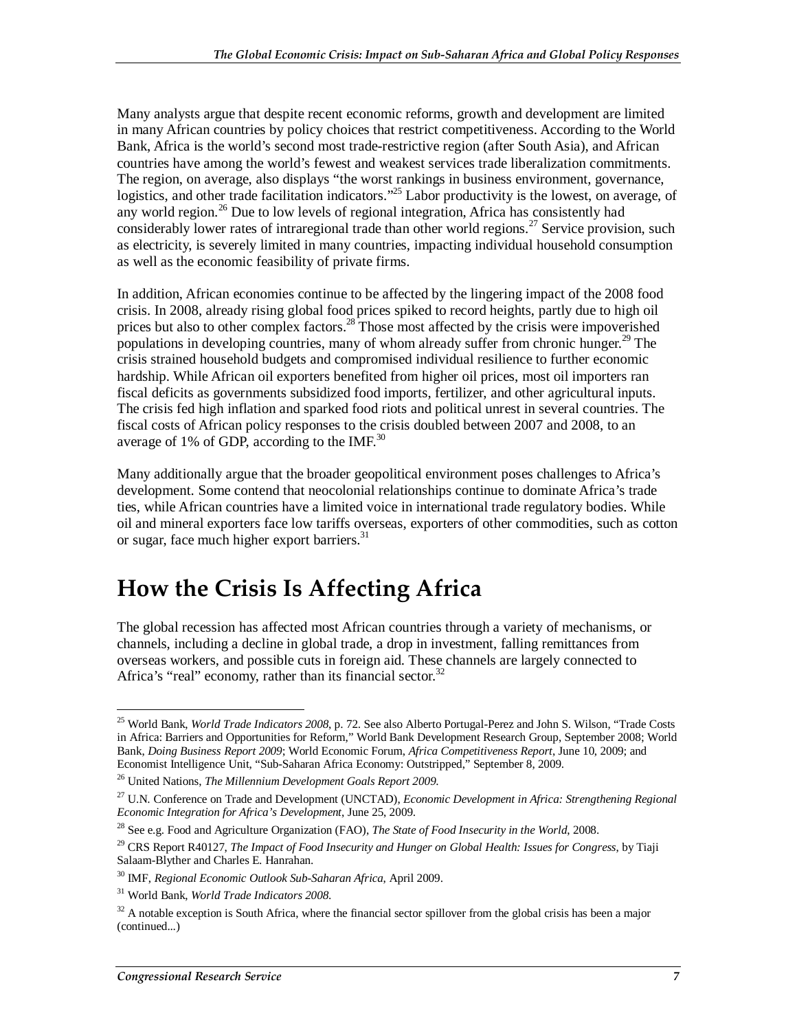Many analysts argue that despite recent economic reforms, growth and development are limited in many African countries by policy choices that restrict competitiveness. According to the World Bank, Africa is the world's second most trade-restrictive region (after South Asia), and African countries have among the world's fewest and weakest services trade liberalization commitments. The region, on average, also displays "the worst rankings in business environment, governance, logistics, and other trade facilitation indicators."[25] Labor productivity is the lowest, on average, of any world region.[26] Due to low levels of regional integration, Africa has consistently had considerably lower rates of intraregional trade than other world regions.[27] Service provision, such as electricity, is severely limited in many countries, impacting individual household consumption as well as the economic feasibility of private firms.

In addition, African economies continue to be affected by the lingering impact of the 2008 food crisis. In 2008, already rising global food prices spiked to record heights, partly due to high oil prices but also to other complex factors.[28] Those most affected by the crisis were impoverished populations in developing countries, many of whom already suffer from chronic hunger.[29] The crisis strained household budgets and compromised individual resilience to further economic hardship. While African oil exporters benefited from higher oil prices, most oil importers ran fiscal deficits as governments subsidized food imports, fertilizer, and other agricultural inputs. The crisis fed high inflation and sparked food riots and political unrest in several countries. The fiscal costs of African policy responses to the crisis doubled between 2007 and 2008, to an average of 1% of GDP, according to the IMF.[30]

Many additionally argue that the broader geopolitical environment poses challenges to Africa's development. Some contend that neocolonial relationships continue to dominate Africa's trade ties, while African countries have a limited voice in international trade regulatory bodies. While oil and mineral exporters face low tariffs overseas, exporters of other commodities, such as cotton or sugar, face much higher export barriers.[31]

# How the Crisis Is Affecting Africa

The global recession has affected most African countries through a variety of mechanisms, or channels, including a decline in global trade, a drop in investment, falling remittances from overseas workers, and possible cuts in foreign aid. These channels are largely connected to Africa's "real" economy, rather than its financial sector.[32]

---

[25] World Bank, *World Trade Indicators 2008*, p. 72. See also Alberto Portugal-Perez and John S. Wilson, "Trade Costs in Africa: Barriers and Opportunities for Reform," World Bank Development Research Group, September 2008; World Bank, *Doing Business Report 2009*; World Economic Forum, *Africa Competitiveness Report*, June 10, 2009; and Economist Intelligence Unit, "Sub-Saharan Africa Economy: Outstripped," September 8, 2009.

[26] United Nations, *The Millennium Development Goals Report 2009*.

[27] U.N. Conference on Trade and Development (UNCTAD), *Economic Development in Africa: Strengthening Regional Economic Integration for Africa's Development*, June 25, 2009.

[28] See e.g. Food and Agriculture Organization (FAO), *The State of Food Insecurity in the World*, 2008.

[29] CRS Report R40127, *The Impact of Food Insecurity and Hunger on Global Health: Issues for Congress*, by Tiaji Salaam-Blyther and Charles E. Hanrahan.

[30] IMF, *Regional Economic Outlook Sub-Saharan Africa*, April 2009.

[31] World Bank, *World Trade Indicators 2008*.

[32] A notable exception is South Africa, where the financial sector spillover from the global crisis has been a major (continued...)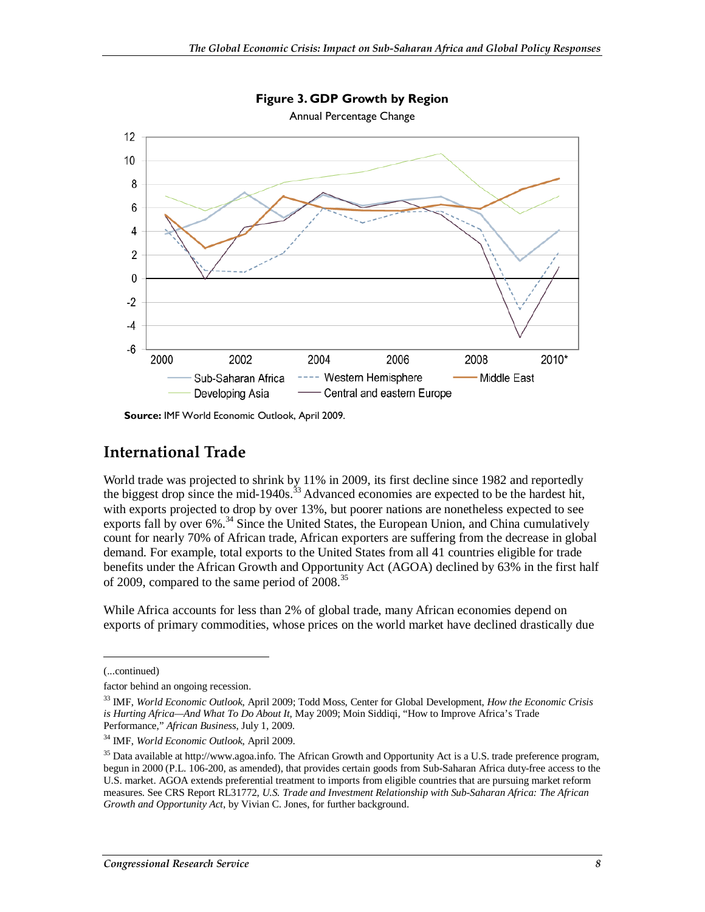**Figure 3. GDP Growth by Region**

Annual Percentage Change

**Source:** IMF World Economic Outlook, April 2009.

## International Trade

World trade was projected to shrink by 11% in 2009, its first decline since 1982 and reportedly the biggest drop since the mid-1940s.[33] Advanced economies are expected to be the hardest hit, with exports projected to drop by over 13%, but poorer nations are nonetheless expected to see exports fall by over 6%.[34] Since the United States, the European Union, and China cumulatively count for nearly 70% of African trade, African exporters are suffering from the decrease in global demand. For example, total exports to the United States from all 41 countries eligible for trade benefits under the African Growth and Opportunity Act (AGOA) declined by 63% in the first half of 2009, compared to the same period of 2008.[35]

While Africa accounts for less than 2% of global trade, many African economies depend on exports of primary commodities, whose prices on the world market have declined drastically due

---

(...continued)

factor behind an ongoing recession.

[33] IMF, *World Economic Outlook*, April 2009; Todd Moss, Center for Global Development, *How the Economic Crisis is Hurting Africa—And What To Do About It*, May 2009; Moin Siddiqi, "How to Improve Africa's Trade Performance," *African Business*, July 1, 2009.

[34] IMF, *World Economic Outlook*, April 2009.

[35] Data available at http://www.agoa.info. The African Growth and Opportunity Act is a U.S. trade preference program, begun in 2000 (P.L. 106-200, as amended), that provides certain goods from Sub-Saharan Africa duty-free access to the U.S. market. AGOA extends preferential treatment to imports from eligible countries that are pursuing market reform measures. See CRS Report RL31772, *U.S. Trade and Investment Relationship with Sub-Saharan Africa: The African Growth and Opportunity Act*, by Vivian C. Jones, for further background.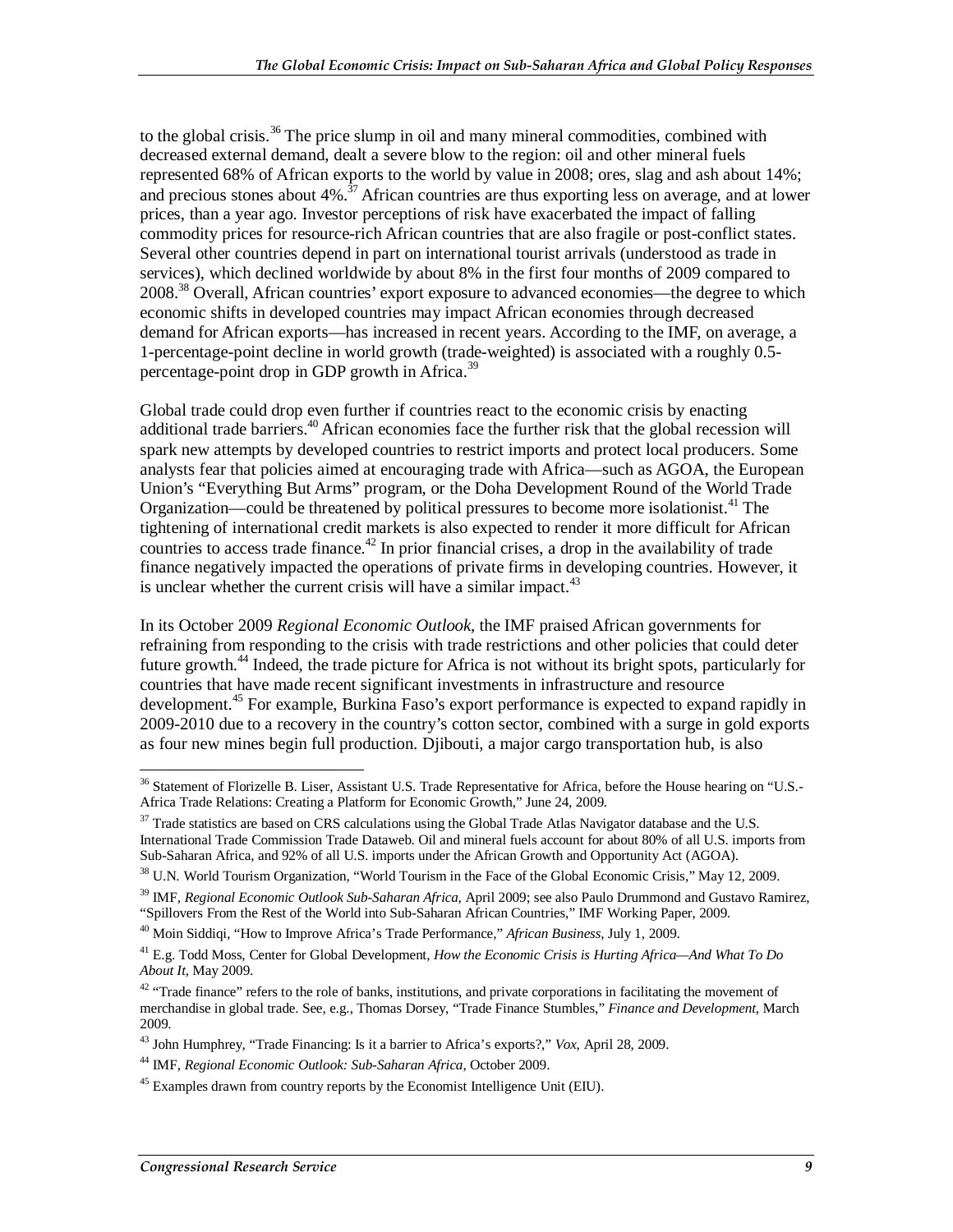to the global crisis.[36] The price slump in oil and many mineral commodities, combined with decreased external demand, dealt a severe blow to the region: oil and other mineral fuels represented 68% of African exports to the world by value in 2008; ores, slag and ash about 14%; and precious stones about 4%.[37] African countries are thus exporting less on average, and at lower prices, than a year ago. Investor perceptions of risk have exacerbated the impact of falling commodity prices for resource-rich African countries that are also fragile or post-conflict states. Several other countries depend in part on international tourist arrivals (understood as trade in services), which declined worldwide by about 8% in the first four months of 2009 compared to 2008.[38] Overall, African countries' export exposure to advanced economies—the degree to which economic shifts in developed countries may impact African economies through decreased demand for African exports—has increased in recent years. According to the IMF, on average, a 1-percentage-point decline in world growth (trade-weighted) is associated with a roughly 0.5-percentage-point drop in GDP growth in Africa.[39]

Global trade could drop even further if countries react to the economic crisis by enacting additional trade barriers.[40] African economies face the further risk that the global recession will spark new attempts by developed countries to restrict imports and protect local producers. Some analysts fear that policies aimed at encouraging trade with Africa—such as AGOA, the European Union's "Everything But Arms" program, or the Doha Development Round of the World Trade Organization—could be threatened by political pressures to become more isolationist.[41] The tightening of international credit markets is also expected to render it more difficult for African countries to access trade finance.[42] In prior financial crises, a drop in the availability of trade finance negatively impacted the operations of private firms in developing countries. However, it is unclear whether the current crisis will have a similar impact.[43]

In its October 2009 *Regional Economic Outlook*, the IMF praised African governments for refraining from responding to the crisis with trade restrictions and other policies that could deter future growth.[44] Indeed, the trade picture for Africa is not without its bright spots, particularly for countries that have made recent significant investments in infrastructure and resource development.[45] For example, Burkina Faso's export performance is expected to expand rapidly in 2009-2010 due to a recovery in the country's cotton sector, combined with a surge in gold exports as four new mines begin full production. Djibouti, a major cargo transportation hub, is also

---

[36] Statement of Florizelle B. Liser, Assistant U.S. Trade Representative for Africa, before the House hearing on "U.S.-Africa Trade Relations: Creating a Platform for Economic Growth," June 24, 2009.

[37] Trade statistics are based on CRS calculations using the Global Trade Atlas Navigator database and the U.S. International Trade Commission Trade Dataweb. Oil and mineral fuels account for about 80% of all U.S. imports from Sub-Saharan Africa, and 92% of all U.S. imports under the African Growth and Opportunity Act (AGOA).

[38] U.N. World Tourism Organization, "World Tourism in the Face of the Global Economic Crisis," May 12, 2009.

[39] IMF, *Regional Economic Outlook Sub-Saharan Africa*, April 2009; see also Paulo Drummond and Gustavo Ramirez, "Spillovers From the Rest of the World into Sub-Saharan African Countries," IMF Working Paper, 2009.

[40] Moin Siddiqi, "How to Improve Africa's Trade Performance," *African Business*, July 1, 2009.

[41] E.g. Todd Moss, Center for Global Development, *How the Economic Crisis is Hurting Africa—And What To Do About It*, May 2009.

[42] "Trade finance" refers to the role of banks, institutions, and private corporations in facilitating the movement of merchandise in global trade. See, e.g., Thomas Dorsey, "Trade Finance Stumbles," *Finance and Development*, March 2009.

[43] John Humphrey, "Trade Financing: Is it a barrier to Africa's exports?," *Vox*, April 28, 2009.

[44] IMF, *Regional Economic Outlook: Sub-Saharan Africa*, October 2009.

[45] Examples drawn from country reports by the Economist Intelligence Unit (EIU).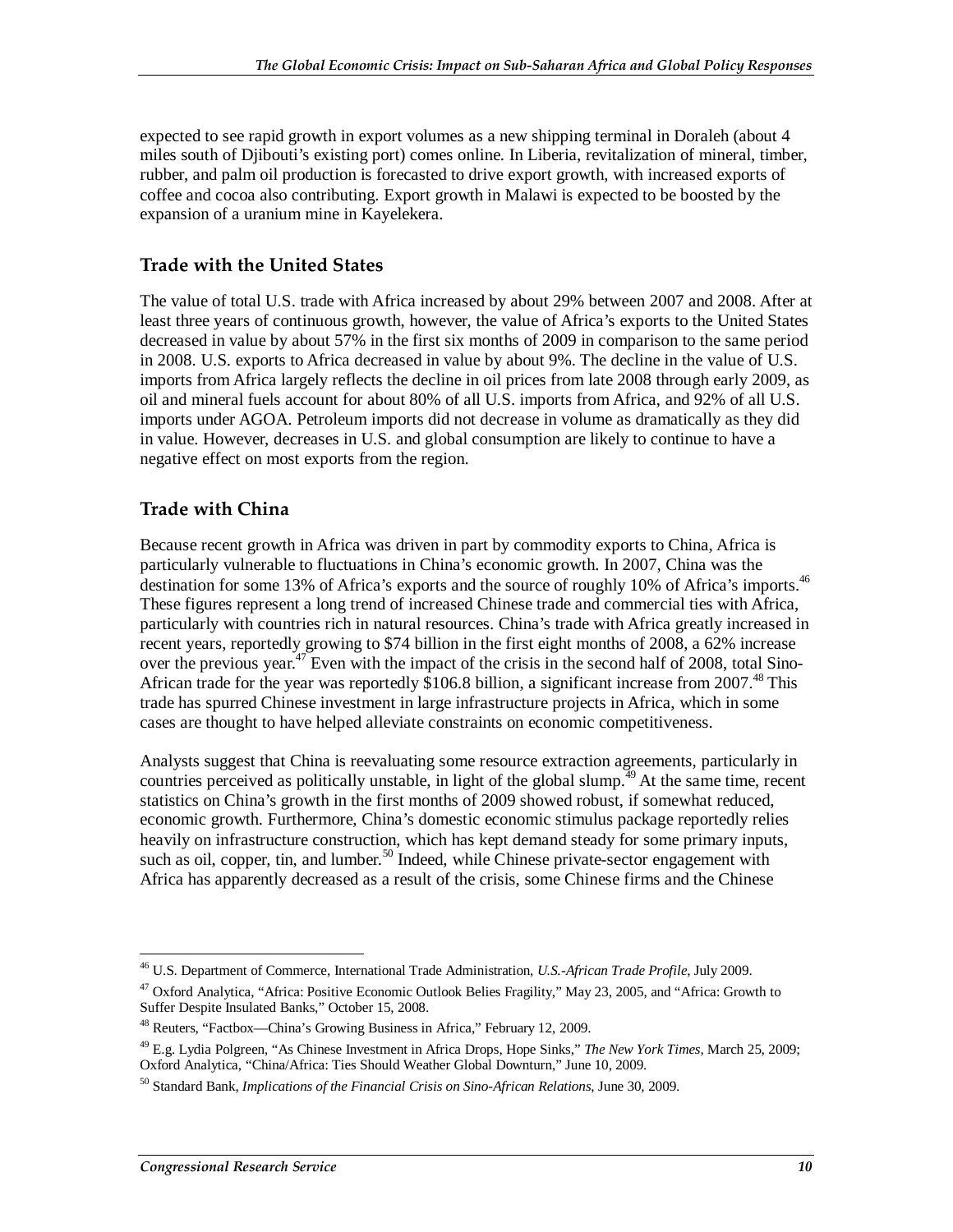expected to see rapid growth in export volumes as a new shipping terminal in Doraleh (about 4 miles south of Djibouti's existing port) comes online. In Liberia, revitalization of mineral, timber, rubber, and palm oil production is forecasted to drive export growth, with increased exports of coffee and cocoa also contributing. Export growth in Malawi is expected to be boosted by the expansion of a uranium mine in Kayelekera.

### Trade with the United States

The value of total U.S. trade with Africa increased by about 29% between 2007 and 2008. After at least three years of continuous growth, however, the value of Africa's exports to the United States decreased in value by about 57% in the first six months of 2009 in comparison to the same period in 2008. U.S. exports to Africa decreased in value by about 9%. The decline in the value of U.S. imports from Africa largely reflects the decline in oil prices from late 2008 through early 2009, as oil and mineral fuels account for about 80% of all U.S. imports from Africa, and 92% of all U.S. imports under AGOA. Petroleum imports did not decrease in volume as dramatically as they did in value. However, decreases in U.S. and global consumption are likely to continue to have a negative effect on most exports from the region.

### Trade with China

Because recent growth in Africa was driven in part by commodity exports to China, Africa is particularly vulnerable to fluctuations in China's economic growth. In 2007, China was the destination for some 13% of Africa's exports and the source of roughly 10% of Africa's imports.[46] These figures represent a long trend of increased Chinese trade and commercial ties with Africa, particularly with countries rich in natural resources. China's trade with Africa greatly increased in recent years, reportedly growing to $74 billion in the first eight months of 2008, a 62% increase over the previous year.[47] Even with the impact of the crisis in the second half of 2008, total Sino-African trade for the year was reportedly $106.8 billion, a significant increase from 2007.[48] This trade has spurred Chinese investment in large infrastructure projects in Africa, which in some cases are thought to have helped alleviate constraints on economic competitiveness.

Analysts suggest that China is reevaluating some resource extraction agreements, particularly in countries perceived as politically unstable, in light of the global slump.[49] At the same time, recent statistics on China's growth in the first months of 2009 showed robust, if somewhat reduced, economic growth. Furthermore, China's domestic economic stimulus package reportedly relies heavily on infrastructure construction, which has kept demand steady for some primary inputs, such as oil, copper, tin, and lumber.[50] Indeed, while Chinese private-sector engagement with Africa has apparently decreased as a result of the crisis, some Chinese firms and the Chinese

---

[46] U.S. Department of Commerce, International Trade Administration, *U.S.-African Trade Profile*, July 2009.

[47] Oxford Analytica, "Africa: Positive Economic Outlook Belies Fragility," May 23, 2005, and "Africa: Growth to Suffer Despite Insulated Banks," October 15, 2008.

[48] Reuters, "Factbox—China's Growing Business in Africa," February 12, 2009.

[49] E.g. Lydia Polgreen, "As Chinese Investment in Africa Drops, Hope Sinks," *The New York Times*, March 25, 2009; Oxford Analytica, "China/Africa: Ties Should Weather Global Downturn," June 10, 2009.

[50] Standard Bank, *Implications of the Financial Crisis on Sino-African Relations*, June 30, 2009.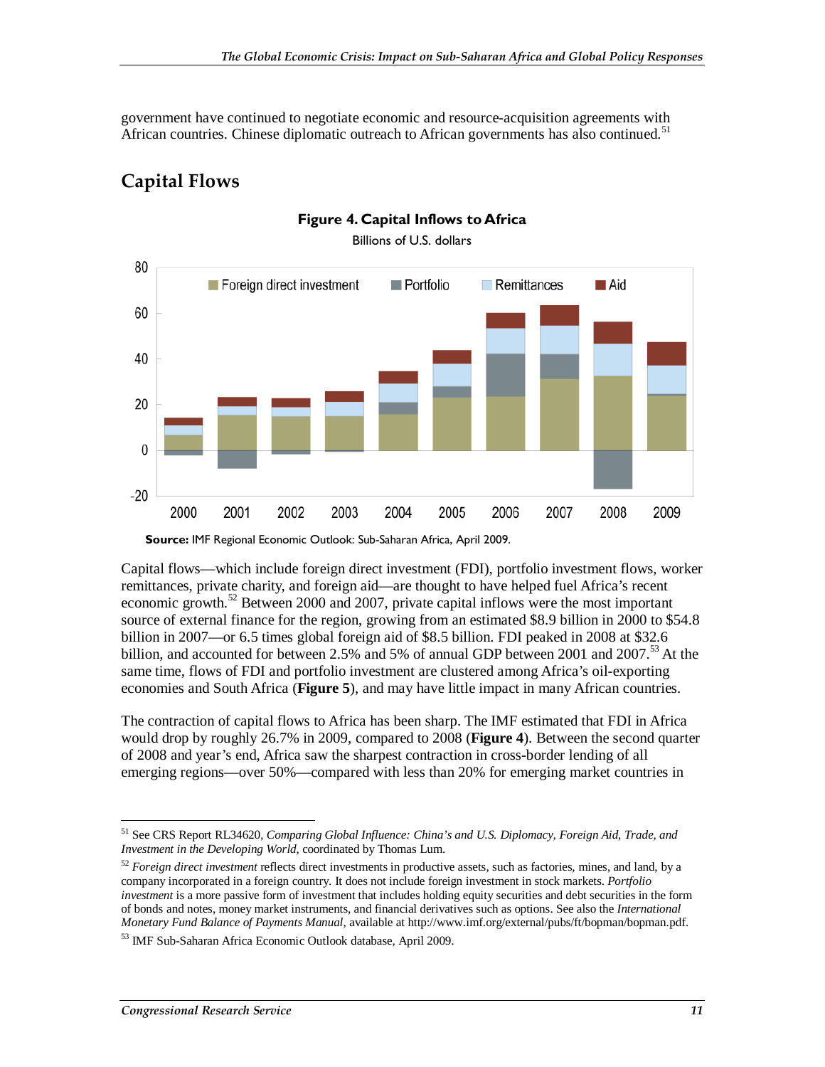government have continued to negotiate economic and resource-acquisition agreements with African countries. Chinese diplomatic outreach to African governments has also continued.[51]

## Capital Flows

**Figure 4. Capital Inflows to Africa**

Billions of U.S. dollars

**Source:** IMF Regional Economic Outlook: Sub-Saharan Africa, April 2009.

Capital flows—which include foreign direct investment (FDI), portfolio investment flows, worker remittances, private charity, and foreign aid—are thought to have helped fuel Africa's recent economic growth.[52] Between 2000 and 2007, private capital inflows were the most important source of external finance for the region, growing from an estimated $8.9 billion in 2000 to $54.8 billion in 2007—or 6.5 times global foreign aid of $8.5 billion. FDI peaked in 2008 at $32.6 billion, and accounted for between 2.5% and 5% of annual GDP between 2001 and 2007.[53] At the same time, flows of FDI and portfolio investment are clustered among Africa's oil-exporting economies and South Africa (**Figure 5**), and may have little impact in many African countries.

The contraction of capital flows to Africa has been sharp. The IMF estimated that FDI in Africa would drop by roughly 26.7% in 2009, compared to 2008 (**Figure 4**). Between the second quarter of 2008 and year's end, Africa saw the sharpest contraction in cross-border lending of all emerging regions—over 50%—compared with less than 20% for emerging market countries in

---

[51] See CRS Report RL34620, *Comparing Global Influence: China's and U.S. Diplomacy, Foreign Aid, Trade, and Investment in the Developing World*, coordinated by Thomas Lum.

[52] *Foreign direct investment* reflects direct investments in productive assets, such as factories, mines, and land, by a company incorporated in a foreign country. It does not include foreign investment in stock markets. *Portfolio investment* is a more passive form of investment that includes holding equity securities and debt securities in the form of bonds and notes, money market instruments, and financial derivatives such as options. See also the *International Monetary Fund Balance of Payments Manual*, available at http://www.imf.org/external/pubs/ft/bopman/bopman.pdf.

[53] IMF Sub-Saharan Africa Economic Outlook database, April 2009.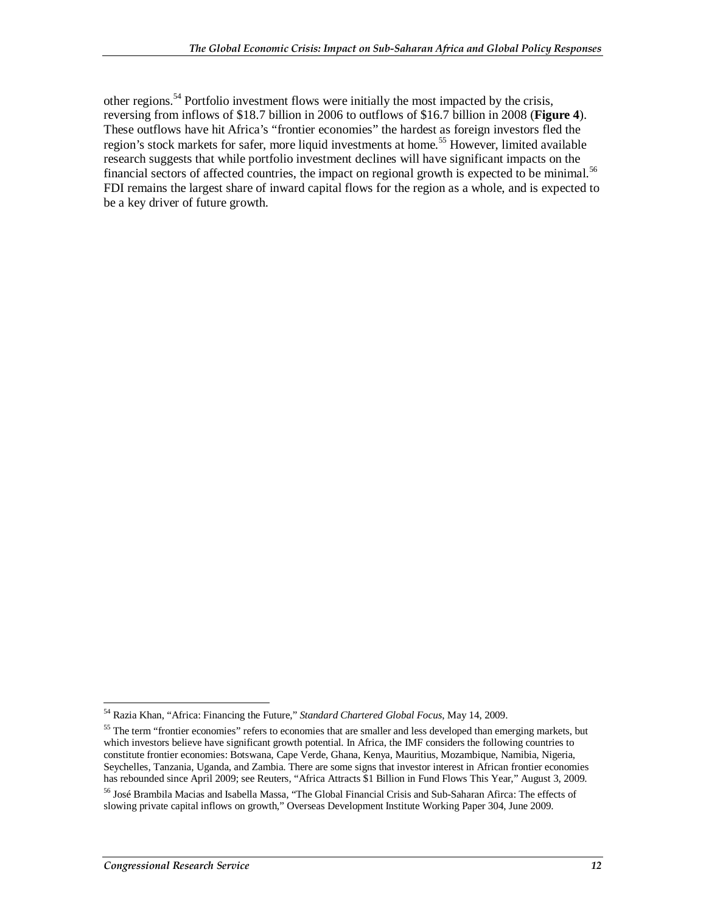other regions.[54] Portfolio investment flows were initially the most impacted by the crisis, reversing from inflows of $18.7 billion in 2006 to outflows of $16.7 billion in 2008 (**Figure 4**). These outflows have hit Africa's "frontier economies" the hardest as foreign investors fled the region's stock markets for safer, more liquid investments at home.[55] However, limited available research suggests that while portfolio investment declines will have significant impacts on the financial sectors of affected countries, the impact on regional growth is expected to be minimal.[56] FDI remains the largest share of inward capital flows for the region as a whole, and is expected to be a key driver of future growth.

---

[54] Razia Khan, "Africa: Financing the Future," *Standard Chartered Global Focus*, May 14, 2009.

[55] The term "frontier economies" refers to economies that are smaller and less developed than emerging markets, but which investors believe have significant growth potential. In Africa, the IMF considers the following countries to constitute frontier economies: Botswana, Cape Verde, Ghana, Kenya, Mauritius, Mozambique, Namibia, Nigeria, Seychelles, Tanzania, Uganda, and Zambia. There are some signs that investor interest in African frontier economies has rebounded since April 2009; see Reuters, "Africa Attracts $1 Billion in Fund Flows This Year," August 3, 2009.

[56] José Brambila Macias and Isabella Massa, "The Global Financial Crisis and Sub-Saharan Afirca: The effects of slowing private capital inflows on growth," Overseas Development Institute Working Paper 304, June 2009.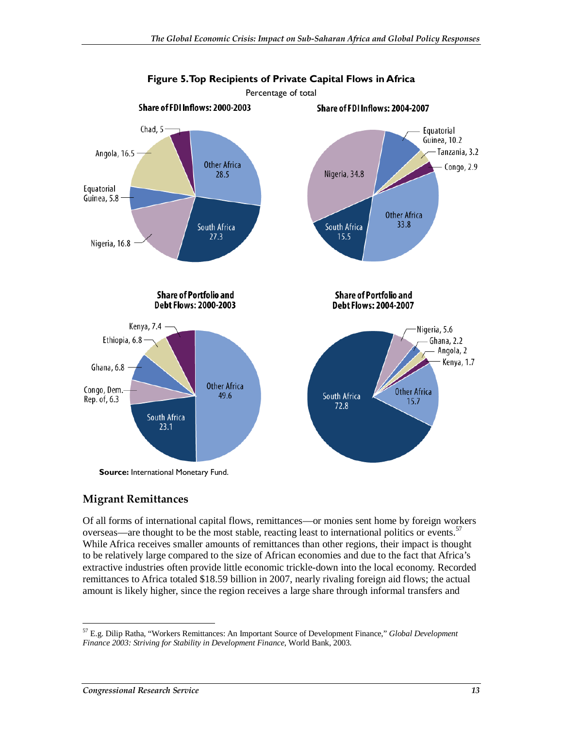**Figure 5. Top Recipients of Private Capital Flows in Africa**

Percentage of total

**Share of FDI Inflows: 2000-2003**

| Country | Share |
| --- | --- |
| Other Africa | 28.5 |
| South Africa | 27.3 |
| Nigeria | 16.8 |
| Angola | 16.5 |
| Equatorial Guinea | 5.8 |
| Chad | 5 |

**Share of FDI Inflows: 2004-2007**

| Country | Share |
| --- | --- |
| Nigeria | 34.8 |
| Other Africa | 33.8 |
| South Africa | 15.5 |
| Equatorial Guinea | 10.2 |
| Tanzania | 3.2 |
| Congo | 2.9 |

**Share of Portfolio and Debt Flows: 2000-2003**

| Country | Share |
| --- | --- |
| Other Africa | 49.6 |
| South Africa | 23.1 |
| Kenya | 7.4 |
| Ethiopia | 6.8 |
| Ghana | 6.8 |
| Congo, Dem. Rep. of | 6.3 |

**Share of Portfolio and Debt Flows: 2004-2007**

| Country | Share |
| --- | --- |
| South Africa | 72.8 |
| Other Africa | 15.7 |
| Nigeria | 5.6 |
| Ghana | 2.2 |
| Angola | 2 |
| Kenya | 1.7 |

**Source:** International Monetary Fund.

## Migrant Remittances

Of all forms of international capital flows, remittances—or monies sent home by foreign workers overseas—are thought to be the most stable, reacting least to international politics or events.[57] While Africa receives smaller amounts of remittances than other regions, their impact is thought to be relatively large compared to the size of African economies and due to the fact that Africa's extractive industries often provide little economic trickle-down into the local economy. Recorded remittances to Africa totaled $18.59 billion in 2007, nearly rivaling foreign aid flows; the actual amount is likely higher, since the region receives a large share through informal transfers and

[57] E.g. Dilip Ratha, "Workers Remittances: An Important Source of Development Finance," *Global Development Finance 2003: Striving for Stability in Development Finance*, World Bank, 2003.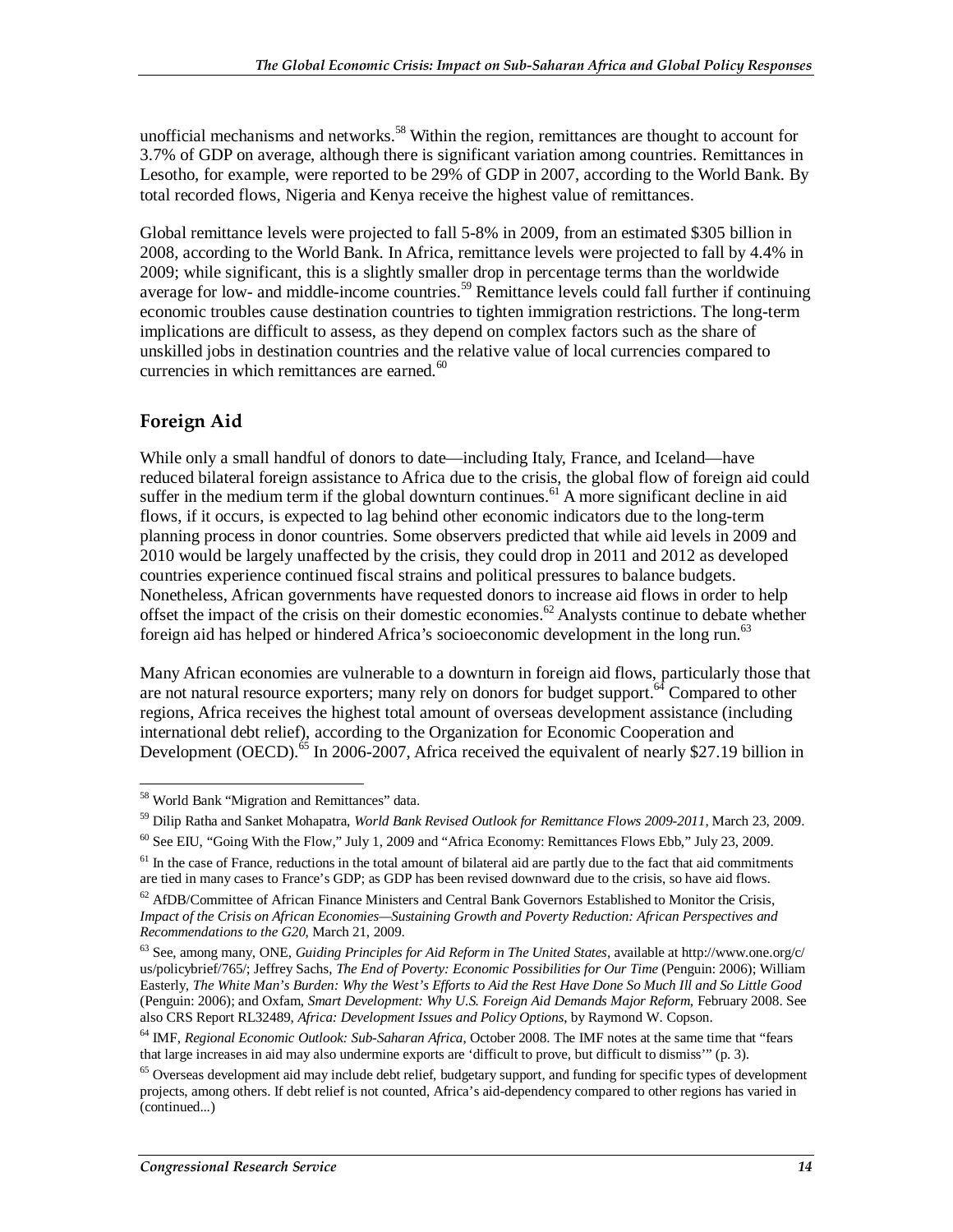unofficial mechanisms and networks.[58] Within the region, remittances are thought to account for 3.7% of GDP on average, although there is significant variation among countries. Remittances in Lesotho, for example, were reported to be 29% of GDP in 2007, according to the World Bank. By total recorded flows, Nigeria and Kenya receive the highest value of remittances.

Global remittance levels were projected to fall 5-8% in 2009, from an estimated $305 billion in 2008, according to the World Bank. In Africa, remittance levels were projected to fall by 4.4% in 2009; while significant, this is a slightly smaller drop in percentage terms than the worldwide average for low- and middle-income countries.[59] Remittance levels could fall further if continuing economic troubles cause destination countries to tighten immigration restrictions. The long-term implications are difficult to assess, as they depend on complex factors such as the share of unskilled jobs in destination countries and the relative value of local currencies compared to currencies in which remittances are earned.[60]

## Foreign Aid

While only a small handful of donors to date—including Italy, France, and Iceland—have reduced bilateral foreign assistance to Africa due to the crisis, the global flow of foreign aid could suffer in the medium term if the global downturn continues.[61] A more significant decline in aid flows, if it occurs, is expected to lag behind other economic indicators due to the long-term planning process in donor countries. Some observers predicted that while aid levels in 2009 and 2010 would be largely unaffected by the crisis, they could drop in 2011 and 2012 as developed countries experience continued fiscal strains and political pressures to balance budgets. Nonetheless, African governments have requested donors to increase aid flows in order to help offset the impact of the crisis on their domestic economies.[62] Analysts continue to debate whether foreign aid has helped or hindered Africa's socioeconomic development in the long run.[63]

Many African economies are vulnerable to a downturn in foreign aid flows, particularly those that are not natural resource exporters; many rely on donors for budget support.[64] Compared to other regions, Africa receives the highest total amount of overseas development assistance (including international debt relief), according to the Organization for Economic Cooperation and Development (OECD).[65] In 2006-2007, Africa received the equivalent of nearly $27.19 billion in

---

[58] World Bank "Migration and Remittances" data.

[59] Dilip Ratha and Sanket Mohapatra, *World Bank Revised Outlook for Remittance Flows 2009-2011*, March 23, 2009.

[60] See EIU, "Going With the Flow," July 1, 2009 and "Africa Economy: Remittances Flows Ebb," July 23, 2009.

[61] In the case of France, reductions in the total amount of bilateral aid are partly due to the fact that aid commitments are tied in many cases to France's GDP; as GDP has been revised downward due to the crisis, so have aid flows.

[62] AfDB/Committee of African Finance Ministers and Central Bank Governors Established to Monitor the Crisis, *Impact of the Crisis on African Economies—Sustaining Growth and Poverty Reduction: African Perspectives and Recommendations to the G20*, March 21, 2009.

[63] See, among many, ONE, *Guiding Principles for Aid Reform in The United States*, available at http://www.one.org/c/us/policybrief/765/; Jeffrey Sachs, *The End of Poverty: Economic Possibilities for Our Time* (Penguin: 2006); William Easterly, *The White Man's Burden: Why the West's Efforts to Aid the Rest Have Done So Much Ill and So Little Good* (Penguin: 2006); and Oxfam, *Smart Development: Why U.S. Foreign Aid Demands Major Reform*, February 2008. See also CRS Report RL32489, *Africa: Development Issues and Policy Options*, by Raymond W. Copson.

[64] IMF, *Regional Economic Outlook: Sub-Saharan Africa*, October 2008. The IMF notes at the same time that "fears that large increases in aid may also undermine exports are 'difficult to prove, but difficult to dismiss'" (p. 3).

[65] Overseas development aid may include debt relief, budgetary support, and funding for specific types of development projects, among others. If debt relief is not counted, Africa's aid-dependency compared to other regions has varied in (continued...)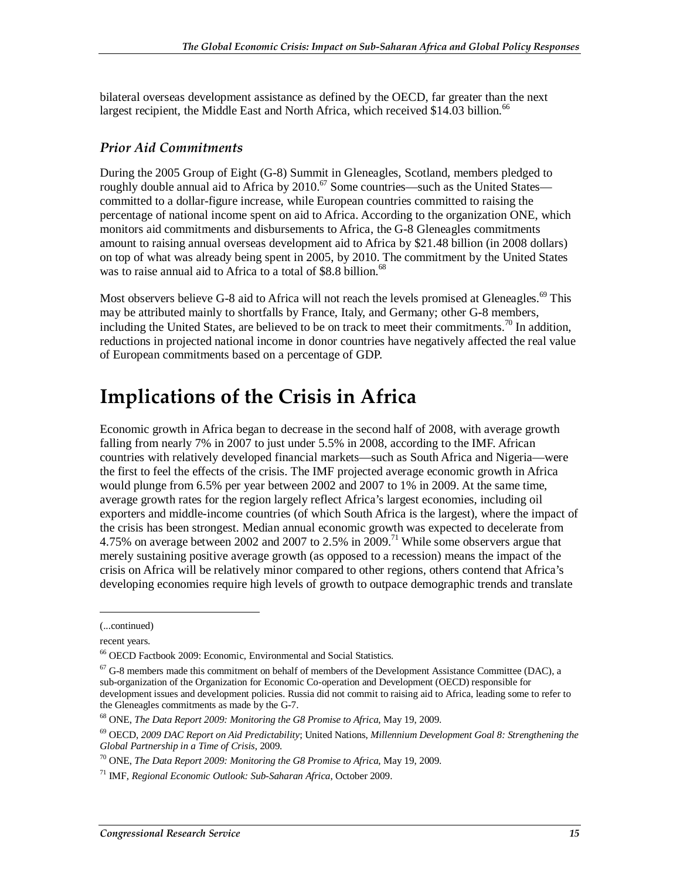bilateral overseas development assistance as defined by the OECD, far greater than the next largest recipient, the Middle East and North Africa, which received $14.03 billion.[66]

### *Prior Aid Commitments*

During the 2005 Group of Eight (G-8) Summit in Gleneagles, Scotland, members pledged to roughly double annual aid to Africa by 2010.[67] Some countries—such as the United States—committed to a dollar-figure increase, while European countries committed to raising the percentage of national income spent on aid to Africa. According to the organization ONE, which monitors aid commitments and disbursements to Africa, the G-8 Gleneagles commitments amount to raising annual overseas development aid to Africa by $21.48 billion (in 2008 dollars) on top of what was already being spent in 2005, by 2010. The commitment by the United States was to raise annual aid to Africa to a total of $8.8 billion.[68]

Most observers believe G-8 aid to Africa will not reach the levels promised at Gleneagles.[69] This may be attributed mainly to shortfalls by France, Italy, and Germany; other G-8 members, including the United States, are believed to be on track to meet their commitments.[70] In addition, reductions in projected national income in donor countries have negatively affected the real value of European commitments based on a percentage of GDP.

# Implications of the Crisis in Africa

Economic growth in Africa began to decrease in the second half of 2008, with average growth falling from nearly 7% in 2007 to just under 5.5% in 2008, according to the IMF. African countries with relatively developed financial markets—such as South Africa and Nigeria—were the first to feel the effects of the crisis. The IMF projected average economic growth in Africa would plunge from 6.5% per year between 2002 and 2007 to 1% in 2009. At the same time, average growth rates for the region largely reflect Africa's largest economies, including oil exporters and middle-income countries (of which South Africa is the largest), where the impact of the crisis has been strongest. Median annual economic growth was expected to decelerate from 4.75% on average between 2002 and 2007 to 2.5% in 2009.[71] While some observers argue that merely sustaining positive average growth (as opposed to a recession) means the impact of the crisis on Africa will be relatively minor compared to other regions, others contend that Africa's developing economies require high levels of growth to outpace demographic trends and translate

---

(...continued)

recent years.

[66] OECD Factbook 2009: Economic, Environmental and Social Statistics.

[67] G-8 members made this commitment on behalf of members of the Development Assistance Committee (DAC), a sub-organization of the Organization for Economic Co-operation and Development (OECD) responsible for development issues and development policies. Russia did not commit to raising aid to Africa, leading some to refer to the Gleneagles commitments as made by the G-7.

[68] ONE, *The Data Report 2009: Monitoring the G8 Promise to Africa*, May 19, 2009.

[69] OECD, *2009 DAC Report on Aid Predictability*; United Nations, *Millennium Development Goal 8: Strengthening the Global Partnership in a Time of Crisis*, 2009.

[70] ONE, *The Data Report 2009: Monitoring the G8 Promise to Africa*, May 19, 2009.

[71] IMF, *Regional Economic Outlook: Sub-Saharan Africa*, October 2009.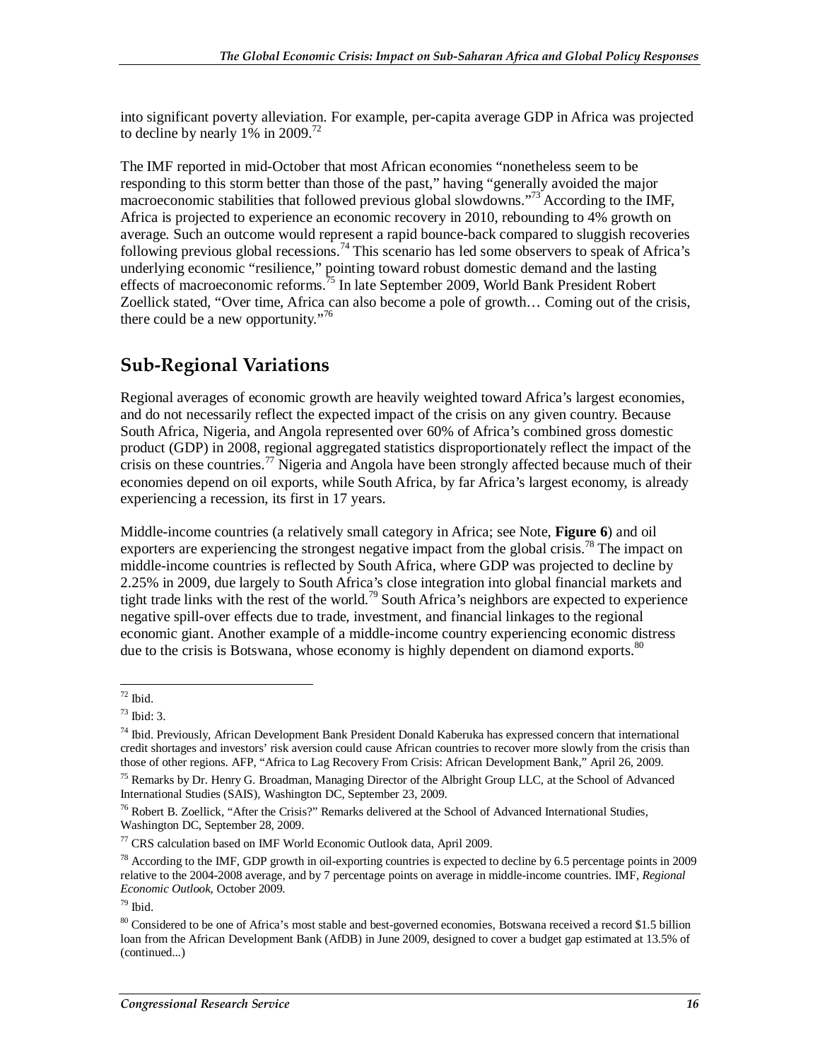into significant poverty alleviation. For example, per-capita average GDP in Africa was projected to decline by nearly 1% in 2009.[72]

The IMF reported in mid-October that most African economies "nonetheless seem to be responding to this storm better than those of the past," having "generally avoided the major macroeconomic stabilities that followed previous global slowdowns."[73] According to the IMF, Africa is projected to experience an economic recovery in 2010, rebounding to 4% growth on average. Such an outcome would represent a rapid bounce-back compared to sluggish recoveries following previous global recessions.[74] This scenario has led some observers to speak of Africa's underlying economic "resilience," pointing toward robust domestic demand and the lasting effects of macroeconomic reforms.[75] In late September 2009, World Bank President Robert Zoellick stated, "Over time, Africa can also become a pole of growth… Coming out of the crisis, there could be a new opportunity."[76]

## Sub-Regional Variations

Regional averages of economic growth are heavily weighted toward Africa's largest economies, and do not necessarily reflect the expected impact of the crisis on any given country. Because South Africa, Nigeria, and Angola represented over 60% of Africa's combined gross domestic product (GDP) in 2008, regional aggregated statistics disproportionately reflect the impact of the crisis on these countries.[77] Nigeria and Angola have been strongly affected because much of their economies depend on oil exports, while South Africa, by far Africa's largest economy, is already experiencing a recession, its first in 17 years.

Middle-income countries (a relatively small category in Africa; see Note, **Figure 6**) and oil exporters are experiencing the strongest negative impact from the global crisis.[78] The impact on middle-income countries is reflected by South Africa, where GDP was projected to decline by 2.25% in 2009, due largely to South Africa's close integration into global financial markets and tight trade links with the rest of the world.[79] South Africa's neighbors are expected to experience negative spill-over effects due to trade, investment, and financial linkages to the regional economic giant. Another example of a middle-income country experiencing economic distress due to the crisis is Botswana, whose economy is highly dependent on diamond exports.[80]

---

[72] Ibid.

[73] Ibid: 3.

[74] Ibid. Previously, African Development Bank President Donald Kaberuka has expressed concern that international credit shortages and investors' risk aversion could cause African countries to recover more slowly from the crisis than those of other regions. AFP, "Africa to Lag Recovery From Crisis: African Development Bank," April 26, 2009.

[75] Remarks by Dr. Henry G. Broadman, Managing Director of the Albright Group LLC, at the School of Advanced International Studies (SAIS), Washington DC, September 23, 2009.

[76] Robert B. Zoellick, "After the Crisis?" Remarks delivered at the School of Advanced International Studies, Washington DC, September 28, 2009.

[77] CRS calculation based on IMF World Economic Outlook data, April 2009.

[78] According to the IMF, GDP growth in oil-exporting countries is expected to decline by 6.5 percentage points in 2009 relative to the 2004-2008 average, and by 7 percentage points on average in middle-income countries. IMF, *Regional Economic Outlook*, October 2009.

[79] Ibid.

[80] Considered to be one of Africa's most stable and best-governed economies, Botswana received a record $1.5 billion loan from the African Development Bank (AfDB) in June 2009, designed to cover a budget gap estimated at 13.5% of (continued...)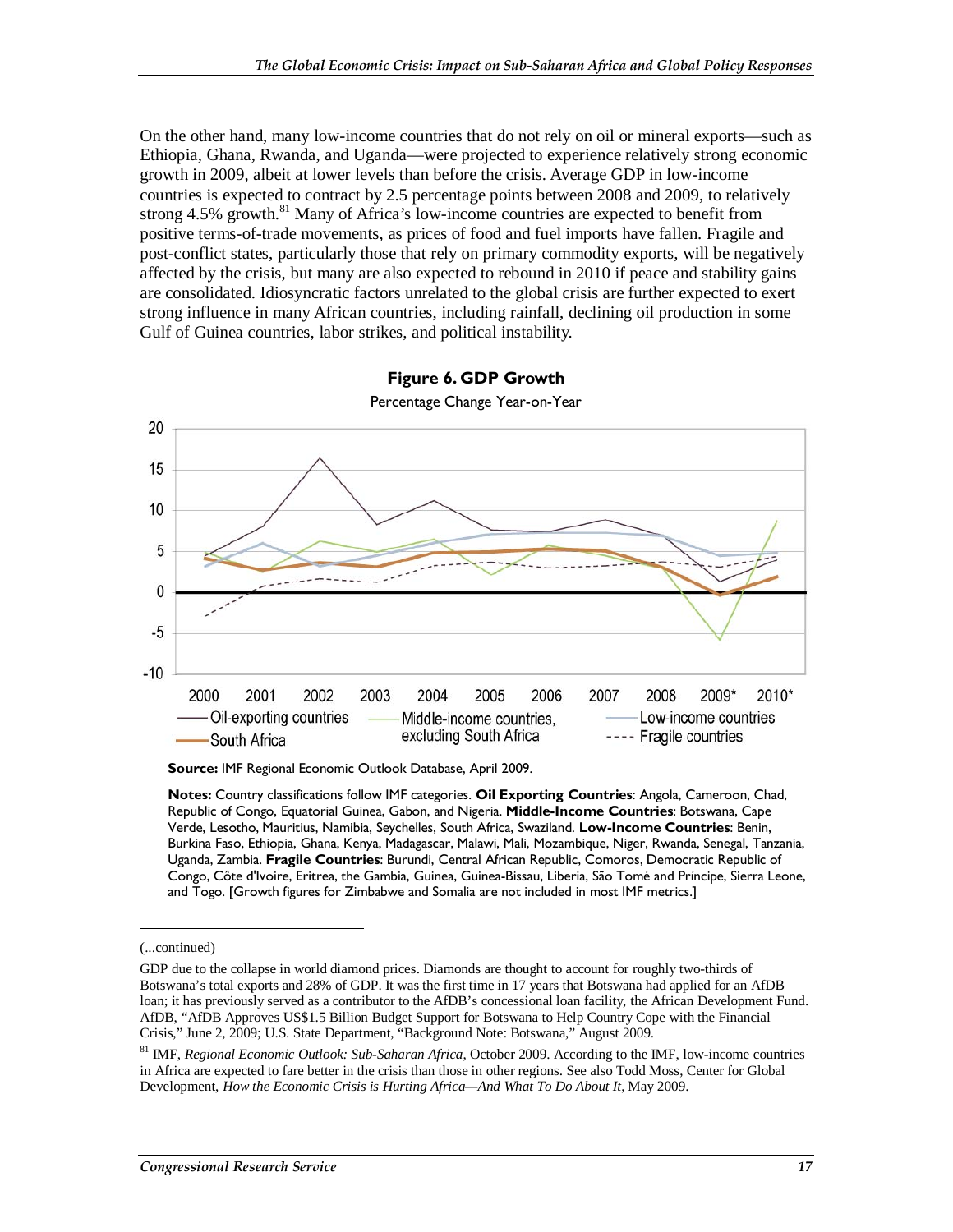On the other hand, many low-income countries that do not rely on oil or mineral exports—such as Ethiopia, Ghana, Rwanda, and Uganda—were projected to experience relatively strong economic growth in 2009, albeit at lower levels than before the crisis. Average GDP in low-income countries is expected to contract by 2.5 percentage points between 2008 and 2009, to relatively strong 4.5% growth.[81] Many of Africa's low-income countries are expected to benefit from positive terms-of-trade movements, as prices of food and fuel imports have fallen. Fragile and post-conflict states, particularly those that rely on primary commodity exports, will be negatively affected by the crisis, but many are also expected to rebound in 2010 if peace and stability gains are consolidated. Idiosyncratic factors unrelated to the global crisis are further expected to exert strong influence in many African countries, including rainfall, declining oil production in some Gulf of Guinea countries, labor strikes, and political instability.

**Figure 6. GDP Growth**

Percentage Change Year-on-Year

**Source:** IMF Regional Economic Outlook Database, April 2009.

**Notes:** Country classifications follow IMF categories. **Oil Exporting Countries**: Angola, Cameroon, Chad, Republic of Congo, Equatorial Guinea, Gabon, and Nigeria. **Middle-Income Countries**: Botswana, Cape Verde, Lesotho, Mauritius, Namibia, Seychelles, South Africa, Swaziland. **Low-Income Countries**: Benin, Burkina Faso, Ethiopia, Ghana, Kenya, Madagascar, Malawi, Mali, Mozambique, Niger, Rwanda, Senegal, Tanzania, Uganda, Zambia. **Fragile Countries**: Burundi, Central African Republic, Comoros, Democratic Republic of Congo, Côte d'Ivoire, Eritrea, the Gambia, Guinea, Guinea-Bissau, Liberia, São Tomé and Príncipe, Sierra Leone, and Togo. [Growth figures for Zimbabwe and Somalia are not included in most IMF metrics.]

(...continued)

GDP due to the collapse in world diamond prices. Diamonds are thought to account for roughly two-thirds of Botswana's total exports and 28% of GDP. It was the first time in 17 years that Botswana had applied for an AfDB loan; it has previously served as a contributor to the AfDB's concessional loan facility, the African Development Fund. AfDB, "AfDB Approves US$1.5 Billion Budget Support for Botswana to Help Country Cope with the Financial Crisis," June 2, 2009; U.S. State Department, "Background Note: Botswana," August 2009.

[81] IMF, *Regional Economic Outlook: Sub-Saharan Africa*, October 2009. According to the IMF, low-income countries in Africa are expected to fare better in the crisis than those in other regions. See also Todd Moss, Center for Global Development, *How the Economic Crisis is Hurting Africa—And What To Do About It*, May 2009.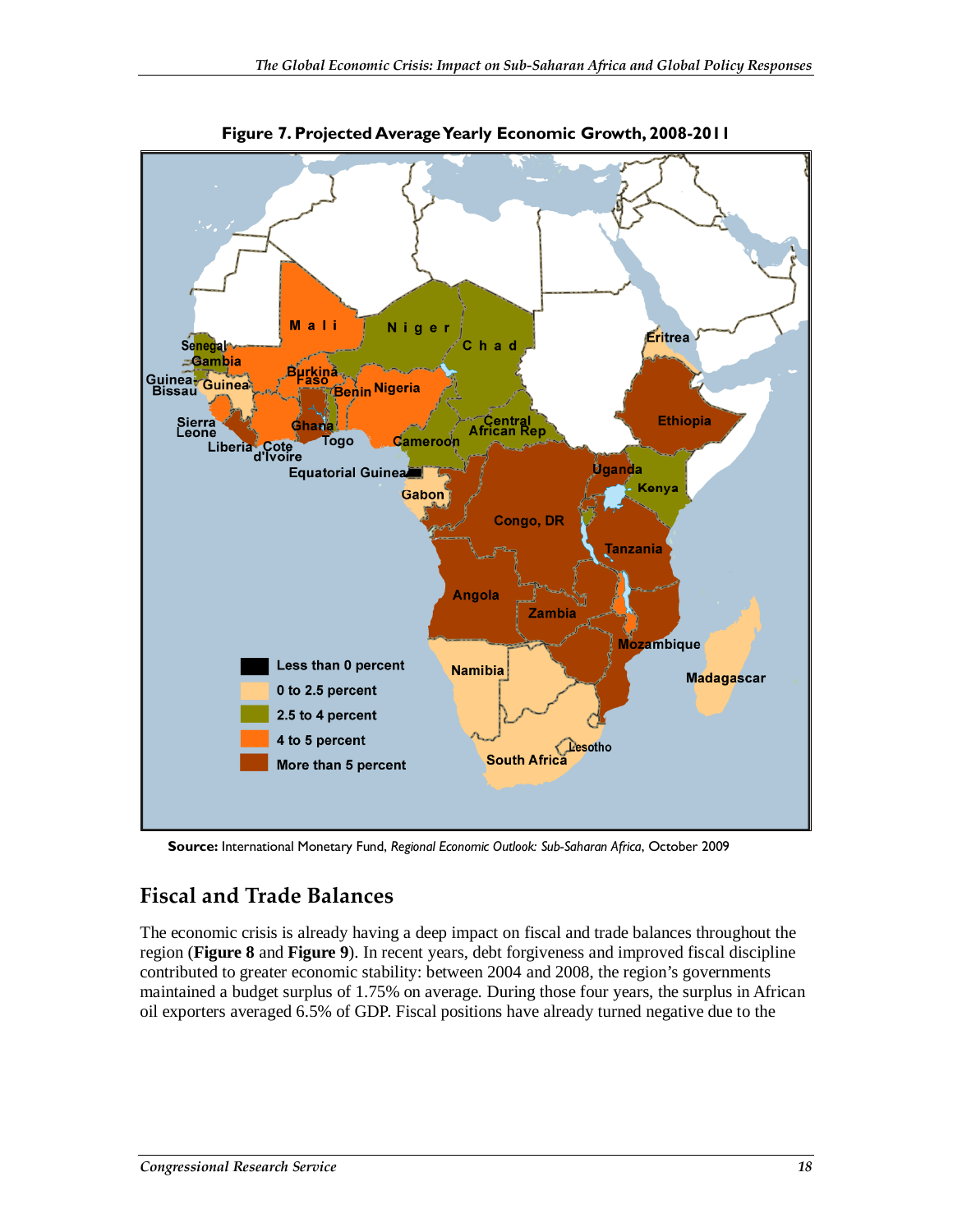**Figure 7. Projected Average Yearly Economic Growth, 2008-2011**

**Source:** International Monetary Fund, *Regional Economic Outlook: Sub-Saharan Africa*, October 2009

## Fiscal and Trade Balances

The economic crisis is already having a deep impact on fiscal and trade balances throughout the region (**Figure 8** and **Figure 9**). In recent years, debt forgiveness and improved fiscal discipline contributed to greater economic stability: between 2004 and 2008, the region's governments maintained a budget surplus of 1.75% on average. During those four years, the surplus in African oil exporters averaged 6.5% of GDP. Fiscal positions have already turned negative due to the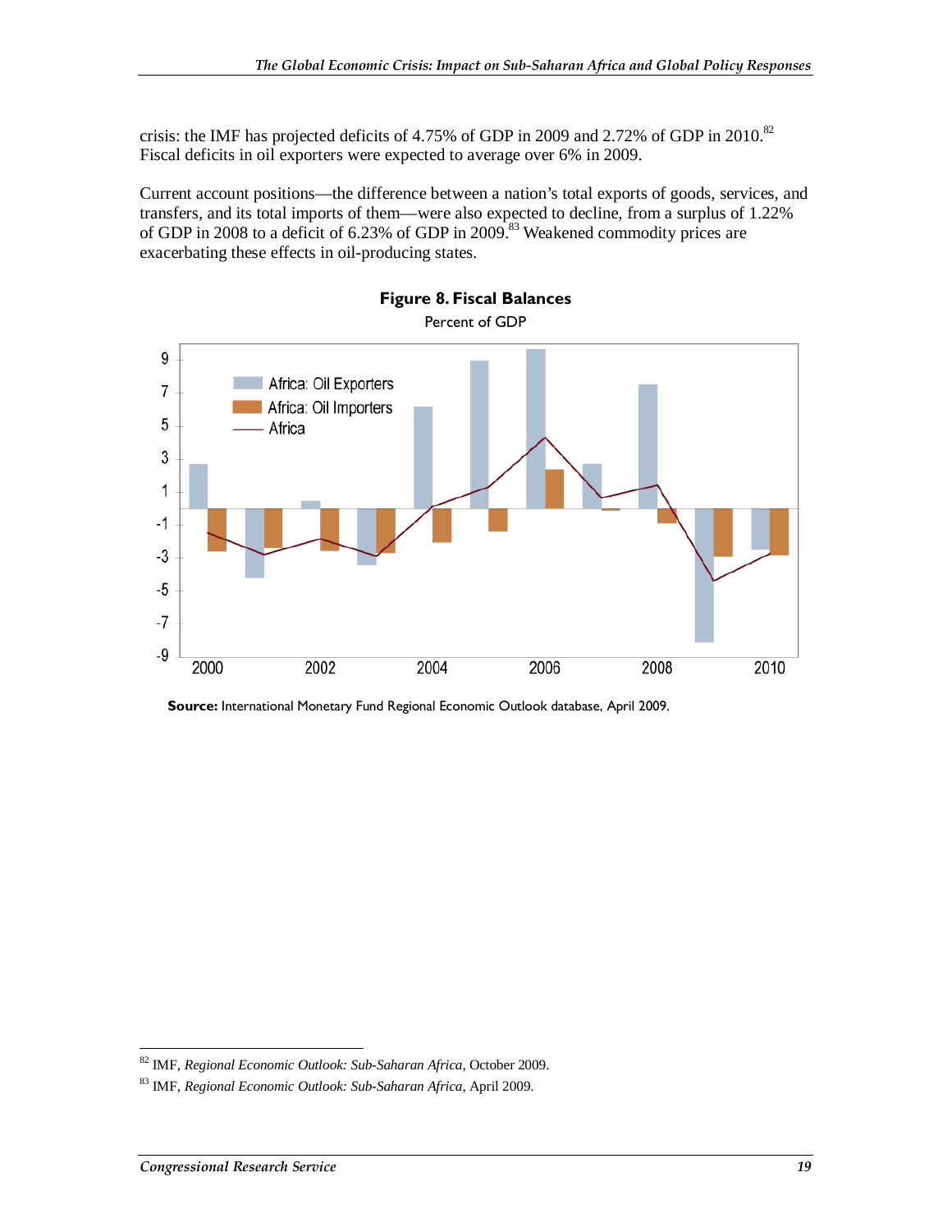crisis: the IMF has projected deficits of 4.75% of GDP in 2009 and 2.72% of GDP in 2010.[82] Fiscal deficits in oil exporters were expected to average over 6% in 2009.

Current account positions—the difference between a nation's total exports of goods, services, and transfers, and its total imports of them—were also expected to decline, from a surplus of 1.22% of GDP in 2008 to a deficit of 6.23% of GDP in 2009.[83] Weakened commodity prices are exacerbating these effects in oil-producing states.

**Figure 8. Fiscal Balances**

Percent of GDP

**Source:** International Monetary Fund Regional Economic Outlook database, April 2009.

---

[82] IMF, *Regional Economic Outlook: Sub-Saharan Africa*, October 2009.

[83] IMF, *Regional Economic Outlook: Sub-Saharan Africa*, April 2009.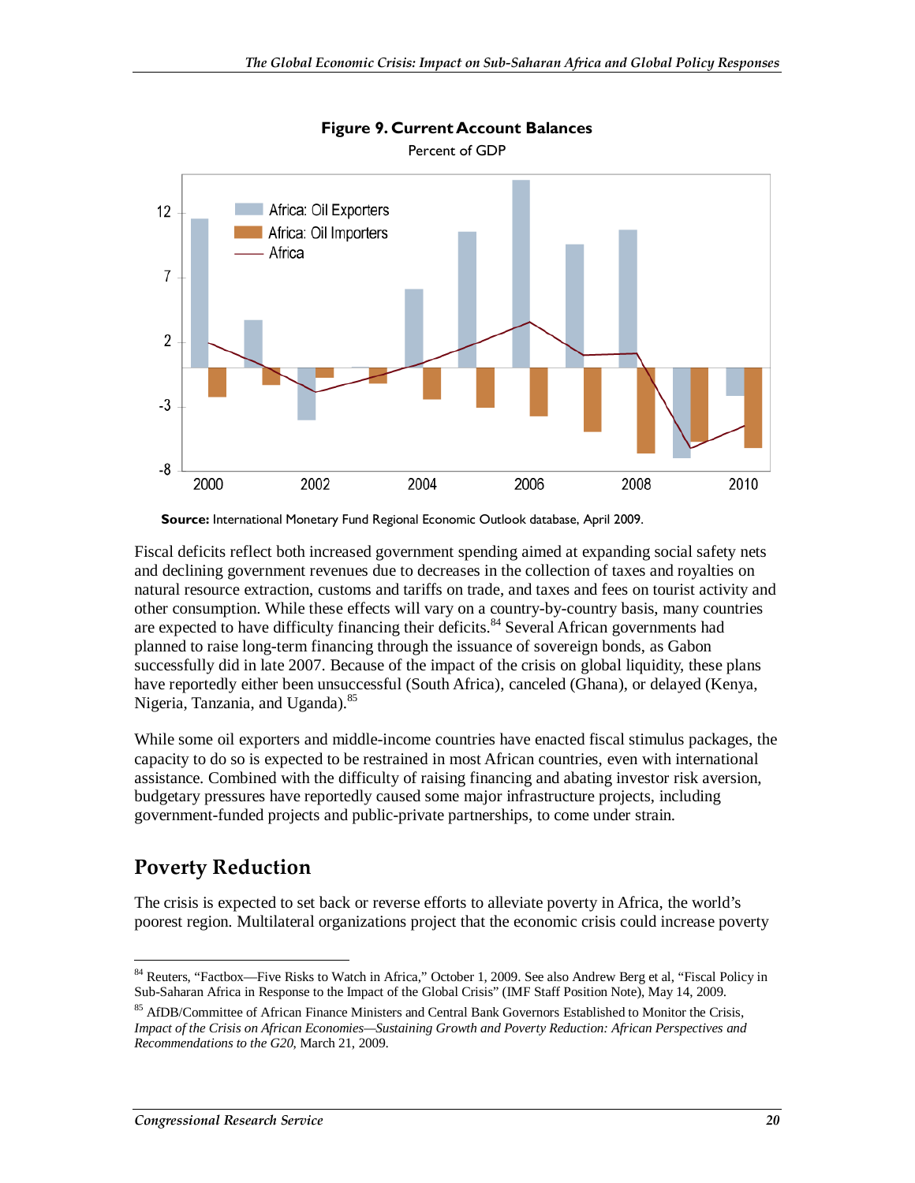**Figure 9. Current Account Balances**

Percent of GDP

**Source:** International Monetary Fund Regional Economic Outlook database, April 2009.

Fiscal deficits reflect both increased government spending aimed at expanding social safety nets and declining government revenues due to decreases in the collection of taxes and royalties on natural resource extraction, customs and tariffs on trade, and taxes and fees on tourist activity and other consumption. While these effects will vary on a country-by-country basis, many countries are expected to have difficulty financing their deficits.[84] Several African governments had planned to raise long-term financing through the issuance of sovereign bonds, as Gabon successfully did in late 2007. Because of the impact of the crisis on global liquidity, these plans have reportedly either been unsuccessful (South Africa), canceled (Ghana), or delayed (Kenya, Nigeria, Tanzania, and Uganda).[85]

While some oil exporters and middle-income countries have enacted fiscal stimulus packages, the capacity to do so is expected to be restrained in most African countries, even with international assistance. Combined with the difficulty of raising financing and abating investor risk aversion, budgetary pressures have reportedly caused some major infrastructure projects, including government-funded projects and public-private partnerships, to come under strain.

## Poverty Reduction

The crisis is expected to set back or reverse efforts to alleviate poverty in Africa, the world's poorest region. Multilateral organizations project that the economic crisis could increase poverty

---

[84] Reuters, "Factbox—Five Risks to Watch in Africa," October 1, 2009. See also Andrew Berg et al, "Fiscal Policy in Sub-Saharan Africa in Response to the Impact of the Global Crisis" (IMF Staff Position Note), May 14, 2009.

[85] AfDB/Committee of African Finance Ministers and Central Bank Governors Established to Monitor the Crisis, *Impact of the Crisis on African Economies—Sustaining Growth and Poverty Reduction: African Perspectives and Recommendations to the G20,* March 21, 2009.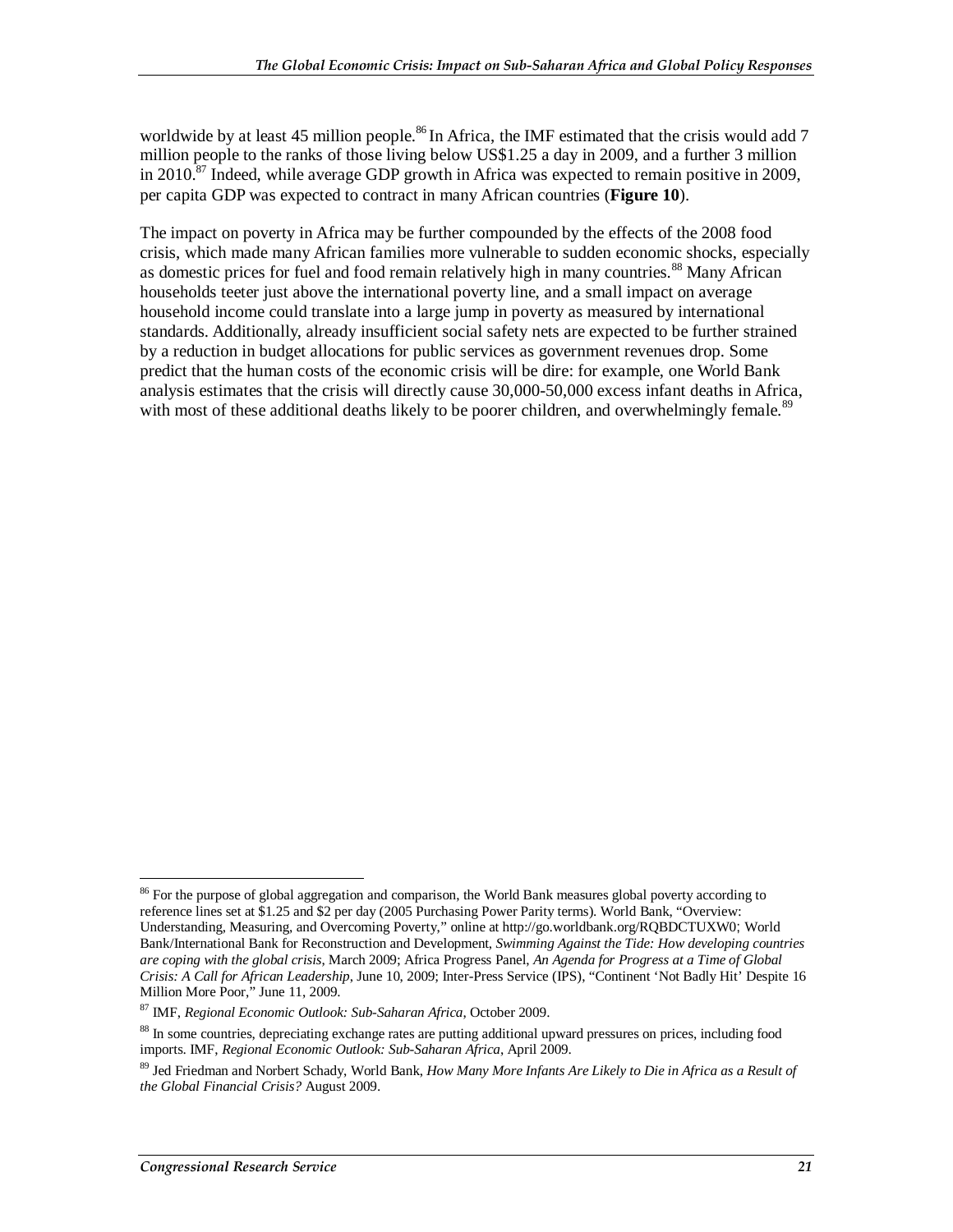worldwide by at least 45 million people.[86] In Africa, the IMF estimated that the crisis would add 7 million people to the ranks of those living below US$1.25 a day in 2009, and a further 3 million in 2010.[87] Indeed, while average GDP growth in Africa was expected to remain positive in 2009, per capita GDP was expected to contract in many African countries (**Figure 10**).

The impact on poverty in Africa may be further compounded by the effects of the 2008 food crisis, which made many African families more vulnerable to sudden economic shocks, especially as domestic prices for fuel and food remain relatively high in many countries.[88] Many African households teeter just above the international poverty line, and a small impact on average household income could translate into a large jump in poverty as measured by international standards. Additionally, already insufficient social safety nets are expected to be further strained by a reduction in budget allocations for public services as government revenues drop. Some predict that the human costs of the economic crisis will be dire: for example, one World Bank analysis estimates that the crisis will directly cause 30,000-50,000 excess infant deaths in Africa, with most of these additional deaths likely to be poorer children, and overwhelmingly female.[89]

---

[86] For the purpose of global aggregation and comparison, the World Bank measures global poverty according to reference lines set at $1.25 and $2 per day (2005 Purchasing Power Parity terms). World Bank, "Overview: Understanding, Measuring, and Overcoming Poverty," online at http://go.worldbank.org/RQBDCTUXW0; World Bank/International Bank for Reconstruction and Development, *Swimming Against the Tide: How developing countries are coping with the global crisis*, March 2009; Africa Progress Panel, *An Agenda for Progress at a Time of Global Crisis: A Call for African Leadership*, June 10, 2009; Inter-Press Service (IPS), "Continent 'Not Badly Hit' Despite 16 Million More Poor," June 11, 2009.

[87] IMF, *Regional Economic Outlook: Sub-Saharan Africa*, October 2009.

[88] In some countries, depreciating exchange rates are putting additional upward pressures on prices, including food imports. IMF, *Regional Economic Outlook: Sub-Saharan Africa*, April 2009.

[89] Jed Friedman and Norbert Schady, World Bank, *How Many More Infants Are Likely to Die in Africa as a Result of the Global Financial Crisis?* August 2009.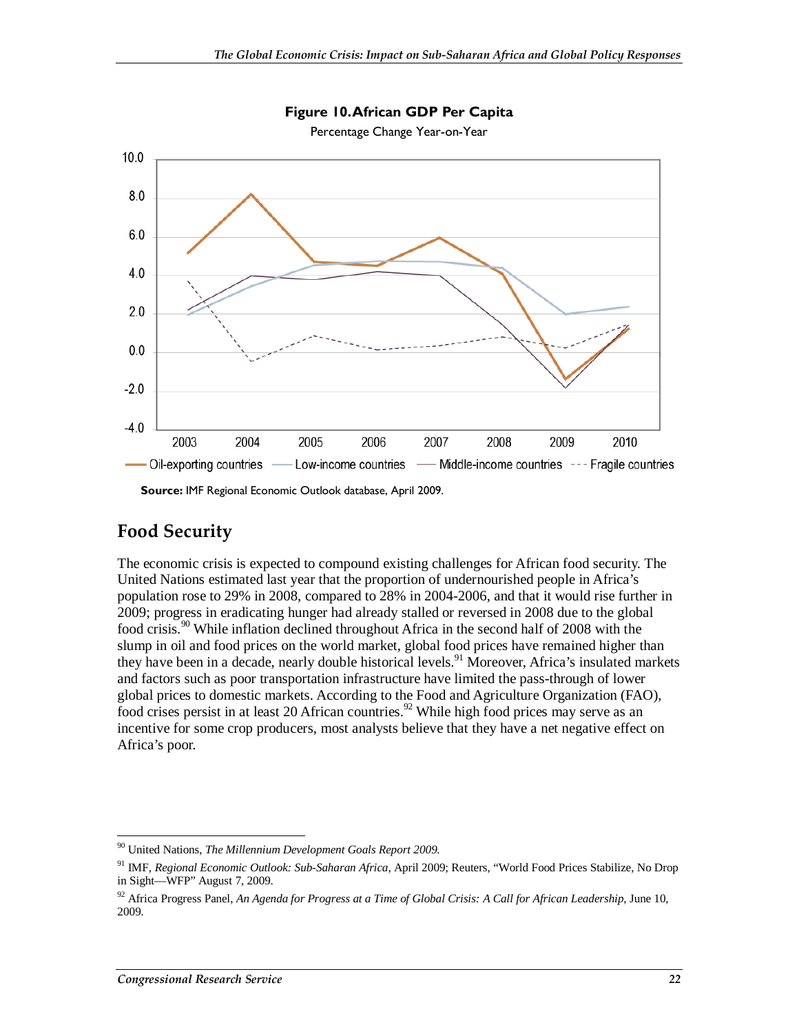**Figure 10. African GDP Per Capita**

Percentage Change Year-on-Year

**Source:** IMF Regional Economic Outlook database, April 2009.

## Food Security

The economic crisis is expected to compound existing challenges for African food security. The United Nations estimated last year that the proportion of undernourished people in Africa's population rose to 29% in 2008, compared to 28% in 2004-2006, and that it would rise further in 2009; progress in eradicating hunger had already stalled or reversed in 2008 due to the global food crisis.[90] While inflation declined throughout Africa in the second half of 2008 with the slump in oil and food prices on the world market, global food prices have remained higher than they have been in a decade, nearly double historical levels.[91] Moreover, Africa's insulated markets and factors such as poor transportation infrastructure have limited the pass-through of lower global prices to domestic markets. According to the Food and Agriculture Organization (FAO), food crises persist in at least 20 African countries.[92] While high food prices may serve as an incentive for some crop producers, most analysts believe that they have a net negative effect on Africa's poor.

---

[90] United Nations, *The Millennium Development Goals Report 2009.*

[91] IMF, *Regional Economic Outlook: Sub-Saharan Africa*, April 2009; Reuters, "World Food Prices Stabilize, No Drop in Sight—WFP" August 7, 2009.

[92] Africa Progress Panel, *An Agenda for Progress at a Time of Global Crisis: A Call for African Leadership*, June 10, 2009.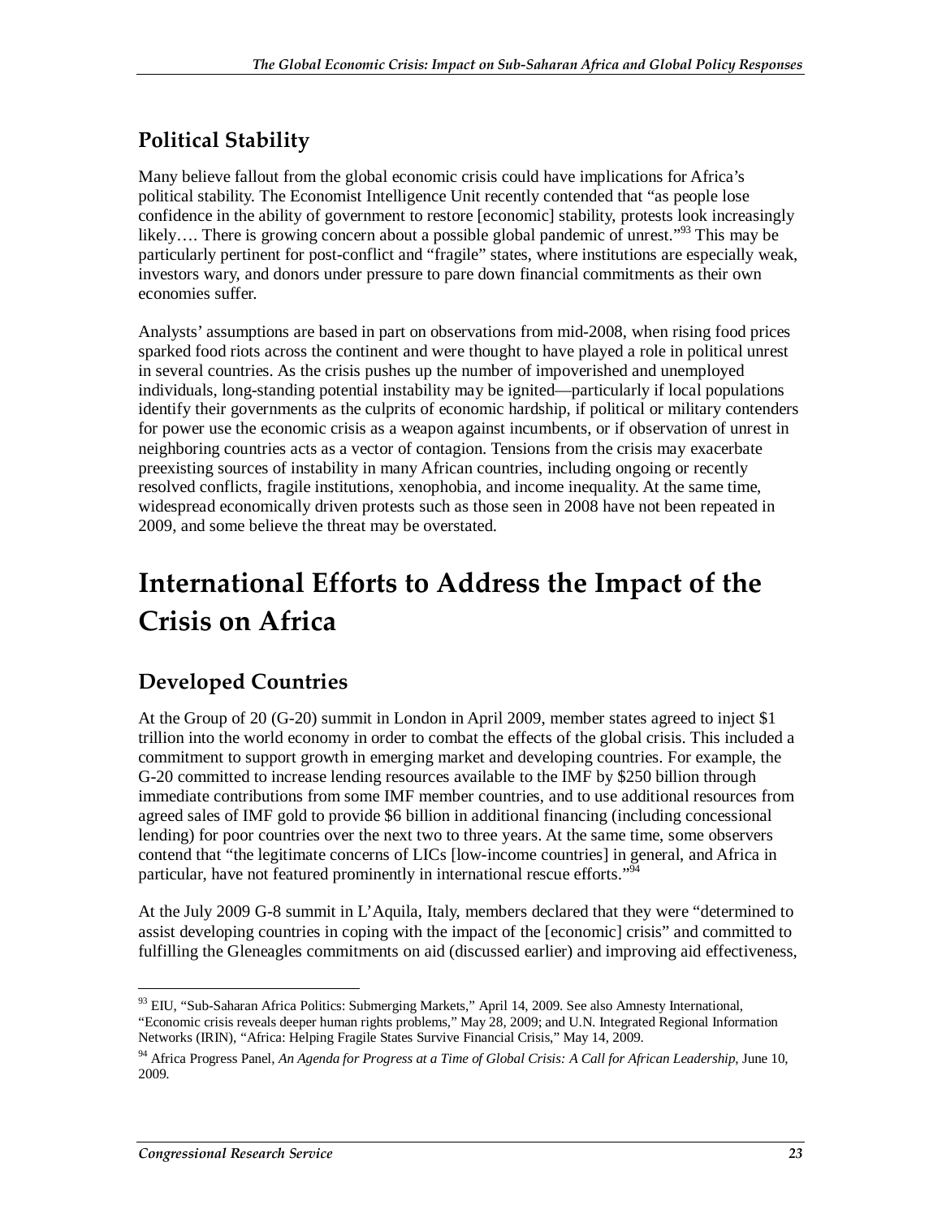## Political Stability

Many believe fallout from the global economic crisis could have implications for Africa's political stability. The Economist Intelligence Unit recently contended that "as people lose confidence in the ability of government to restore [economic] stability, protests look increasingly likely…. There is growing concern about a possible global pandemic of unrest."[93] This may be particularly pertinent for post-conflict and "fragile" states, where institutions are especially weak, investors wary, and donors under pressure to pare down financial commitments as their own economies suffer.

Analysts' assumptions are based in part on observations from mid-2008, when rising food prices sparked food riots across the continent and were thought to have played a role in political unrest in several countries. As the crisis pushes up the number of impoverished and unemployed individuals, long-standing political instability may be ignited—particularly if local populations identify their governments as the culprits of economic hardship, if political or military contenders for power use the economic crisis as a weapon against incumbents, or if observation of unrest in neighboring countries acts as a vector of contagion. Tensions from the crisis may exacerbate preexisting sources of instability in many African countries, including ongoing or recently resolved conflicts, fragile institutions, xenophobia, and income inequality. At the same time, widespread economically driven protests such as those seen in 2008 have not been repeated in 2009, and some believe the threat may be overstated.

# International Efforts to Address the Impact of the Crisis on Africa

## Developed Countries

At the Group of 20 (G-20) summit in London in April 2009, member states agreed to inject $1 trillion into the world economy in order to combat the effects of the global crisis. This included a commitment to support growth in emerging market and developing countries. For example, the G-20 committed to increase lending resources available to the IMF by $250 billion through immediate contributions from some IMF member countries, and to use additional resources from agreed sales of IMF gold to provide $6 billion in additional financing (including concessional lending) for poor countries over the next two to three years. At the same time, some observers contend that "the legitimate concerns of LICs [low-income countries] in general, and Africa in particular, have not featured prominently in international rescue efforts."[94]

At the July 2009 G-8 summit in L'Aquila, Italy, members declared that they were "determined to assist developing countries in coping with the impact of the [economic] crisis" and committed to fulfilling the Gleneagles commitments on aid (discussed earlier) and improving aid effectiveness,

---

[93] EIU, "Sub-Saharan Africa Politics: Submerging Markets," April 14, 2009. See also Amnesty International, "Economic crisis reveals deeper human rights problems," May 28, 2009; and U.N. Integrated Regional Information Networks (IRIN), "Africa: Helping Fragile States Survive Financial Crisis," May 14, 2009.

[94] Africa Progress Panel, *An Agenda for Progress at a Time of Global Crisis: A Call for African Leadership*, June 10, 2009.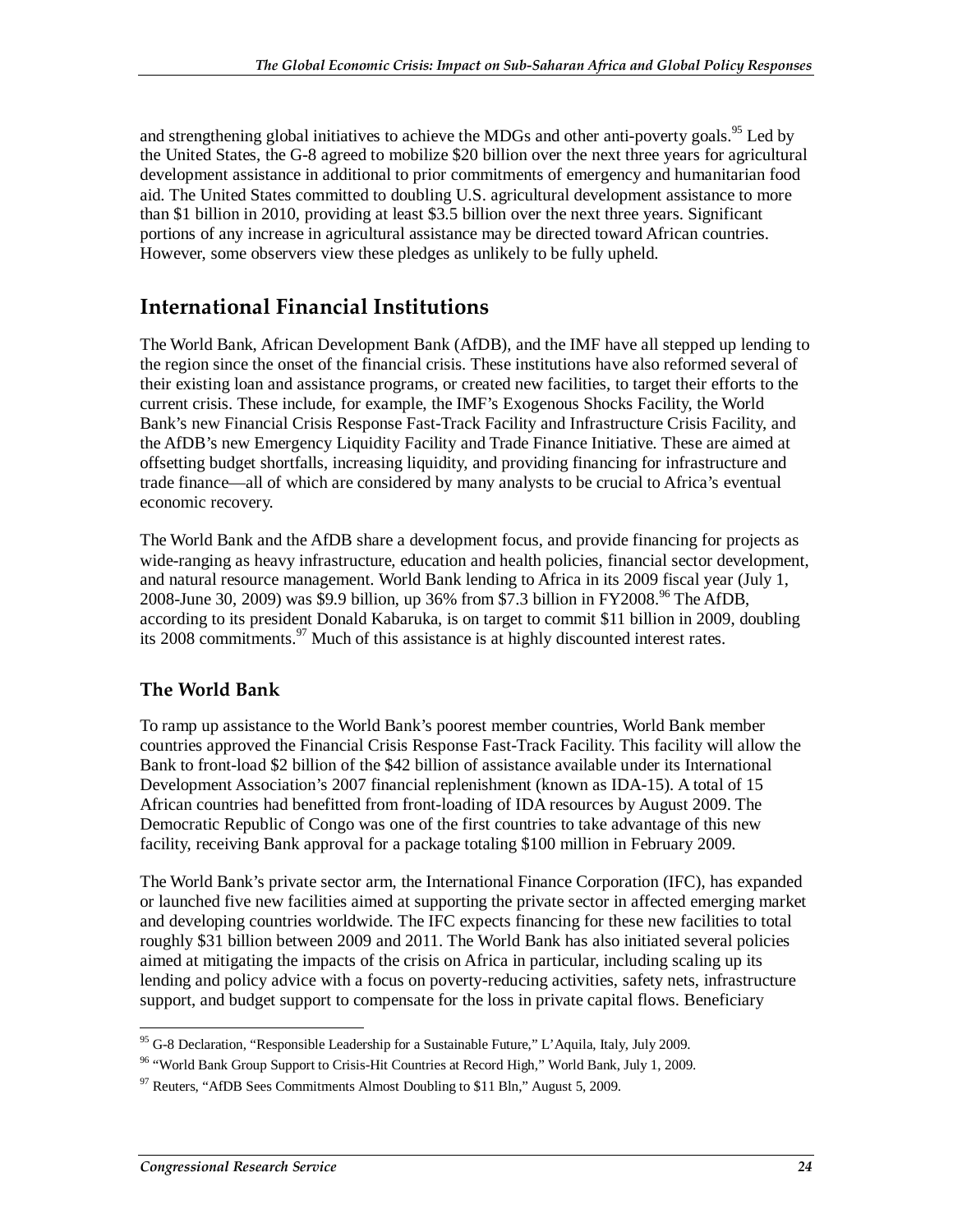and strengthening global initiatives to achieve the MDGs and other anti-poverty goals.[95] Led by the United States, the G-8 agreed to mobilize $20 billion over the next three years for agricultural development assistance in additional to prior commitments of emergency and humanitarian food aid. The United States committed to doubling U.S. agricultural development assistance to more than $1 billion in 2010, providing at least $3.5 billion over the next three years. Significant portions of any increase in agricultural assistance may be directed toward African countries. However, some observers view these pledges as unlikely to be fully upheld.

## International Financial Institutions

The World Bank, African Development Bank (AfDB), and the IMF have all stepped up lending to the region since the onset of the financial crisis. These institutions have also reformed several of their existing loan and assistance programs, or created new facilities, to target their efforts to the current crisis. These include, for example, the IMF's Exogenous Shocks Facility, the World Bank's new Financial Crisis Response Fast-Track Facility and Infrastructure Crisis Facility, and the AfDB's new Emergency Liquidity Facility and Trade Finance Initiative. These are aimed at offsetting budget shortfalls, increasing liquidity, and providing financing for infrastructure and trade finance—all of which are considered by many analysts to be crucial to Africa's eventual economic recovery.

The World Bank and the AfDB share a development focus, and provide financing for projects as wide-ranging as heavy infrastructure, education and health policies, financial sector development, and natural resource management. World Bank lending to Africa in its 2009 fiscal year (July 1, 2008-June 30, 2009) was $9.9 billion, up 36% from $7.3 billion in FY2008.[96] The AfDB, according to its president Donald Kabaruka, is on target to commit $11 billion in 2009, doubling its 2008 commitments.[97] Much of this assistance is at highly discounted interest rates.

### The World Bank

To ramp up assistance to the World Bank's poorest member countries, World Bank member countries approved the Financial Crisis Response Fast-Track Facility. This facility will allow the Bank to front-load $2 billion of the $42 billion of assistance available under its International Development Association's 2007 financial replenishment (known as IDA-15). A total of 15 African countries had benefitted from front-loading of IDA resources by August 2009. The Democratic Republic of Congo was one of the first countries to take advantage of this new facility, receiving Bank approval for a package totaling $100 million in February 2009.

The World Bank's private sector arm, the International Finance Corporation (IFC), has expanded or launched five new facilities aimed at supporting the private sector in affected emerging market and developing countries worldwide. The IFC expects financing for these new facilities to total roughly $31 billion between 2009 and 2011. The World Bank has also initiated several policies aimed at mitigating the impacts of the crisis on Africa in particular, including scaling up its lending and policy advice with a focus on poverty-reducing activities, safety nets, infrastructure support, and budget support to compensate for the loss in private capital flows. Beneficiary

[95] G-8 Declaration, "Responsible Leadership for a Sustainable Future," L'Aquila, Italy, July 2009.

[96] "World Bank Group Support to Crisis-Hit Countries at Record High," World Bank, July 1, 2009.

[97] Reuters, "AfDB Sees Commitments Almost Doubling to $11 Bln," August 5, 2009.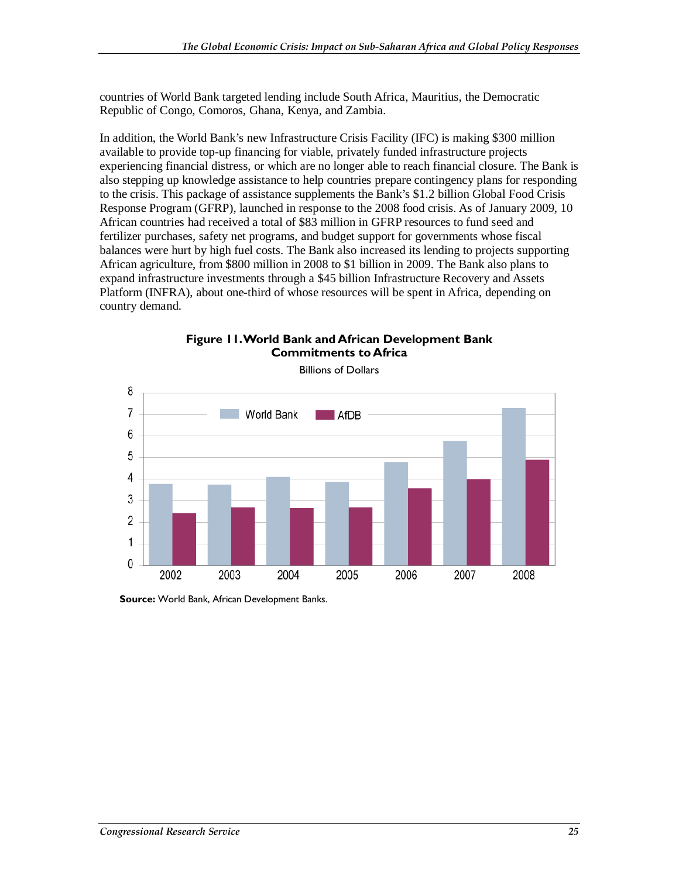countries of World Bank targeted lending include South Africa, Mauritius, the Democratic Republic of Congo, Comoros, Ghana, Kenya, and Zambia.

In addition, the World Bank's new Infrastructure Crisis Facility (IFC) is making $300 million available to provide top-up financing for viable, privately funded infrastructure projects experiencing financial distress, or which are no longer able to reach financial closure. The Bank is also stepping up knowledge assistance to help countries prepare contingency plans for responding to the crisis. This package of assistance supplements the Bank's $1.2 billion Global Food Crisis Response Program (GFRP), launched in response to the 2008 food crisis. As of January 2009, 10 African countries had received a total of $83 million in GFRP resources to fund seed and fertilizer purchases, safety net programs, and budget support for governments whose fiscal balances were hurt by high fuel costs. The Bank also increased its lending to projects supporting African agriculture, from $800 million in 2008 to $1 billion in 2009. The Bank also plans to expand infrastructure investments through a $45 billion Infrastructure Recovery and Assets Platform (INFRA), about one-third of whose resources will be spent in Africa, depending on country demand.

**Figure 11. World Bank and African Development Bank Commitments to Africa**

Billions of Dollars

**Source:** World Bank, African Development Banks.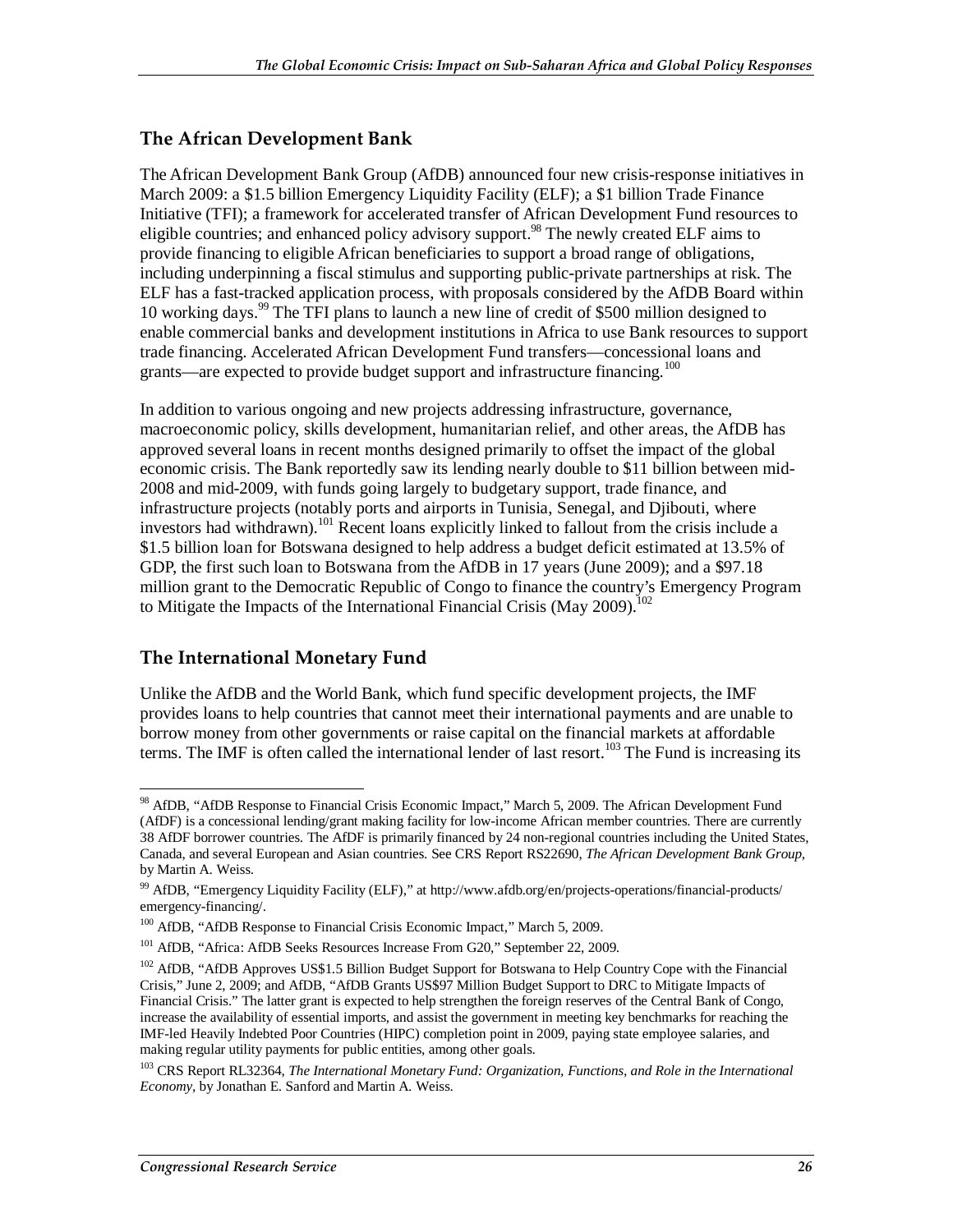## The African Development Bank

The African Development Bank Group (AfDB) announced four new crisis-response initiatives in March 2009: a $1.5 billion Emergency Liquidity Facility (ELF); a $1 billion Trade Finance Initiative (TFI); a framework for accelerated transfer of African Development Fund resources to eligible countries; and enhanced policy advisory support.[98] The newly created ELF aims to provide financing to eligible African beneficiaries to support a broad range of obligations, including underpinning a fiscal stimulus and supporting public-private partnerships at risk. The ELF has a fast-tracked application process, with proposals considered by the AfDB Board within 10 working days.[99] The TFI plans to launch a new line of credit of $500 million designed to enable commercial banks and development institutions in Africa to use Bank resources to support trade financing. Accelerated African Development Fund transfers—concessional loans and grants—are expected to provide budget support and infrastructure financing.[100]

In addition to various ongoing and new projects addressing infrastructure, governance, macroeconomic policy, skills development, humanitarian relief, and other areas, the AfDB has approved several loans in recent months designed primarily to offset the impact of the global economic crisis. The Bank reportedly saw its lending nearly double to $11 billion between mid-2008 and mid-2009, with funds going largely to budgetary support, trade finance, and infrastructure projects (notably ports and airports in Tunisia, Senegal, and Djibouti, where investors had withdrawn).[101] Recent loans explicitly linked to fallout from the crisis include a $1.5 billion loan for Botswana designed to help address a budget deficit estimated at 13.5% of GDP, the first such loan to Botswana from the AfDB in 17 years (June 2009); and a $97.18 million grant to the Democratic Republic of Congo to finance the country's Emergency Program to Mitigate the Impacts of the International Financial Crisis (May 2009).[102]

## The International Monetary Fund

Unlike the AfDB and the World Bank, which fund specific development projects, the IMF provides loans to help countries that cannot meet their international payments and are unable to borrow money from other governments or raise capital on the financial markets at affordable terms. The IMF is often called the international lender of last resort.[103] The Fund is increasing its

---

[98] AfDB, "AfDB Response to Financial Crisis Economic Impact," March 5, 2009. The African Development Fund (AfDF) is a concessional lending/grant making facility for low-income African member countries. There are currently 38 AfDF borrower countries. The AfDF is primarily financed by 24 non-regional countries including the United States, Canada, and several European and Asian countries. See CRS Report RS22690, *The African Development Bank Group*, by Martin A. Weiss.

[99] AfDB, "Emergency Liquidity Facility (ELF)," at http://www.afdb.org/en/projects-operations/financial-products/emergency-financing/.

[100] AfDB, "AfDB Response to Financial Crisis Economic Impact," March 5, 2009.

[101] AfDB, "Africa: AfDB Seeks Resources Increase From G20," September 22, 2009.

[102] AfDB, "AfDB Approves US$1.5 Billion Budget Support for Botswana to Help Country Cope with the Financial Crisis," June 2, 2009; and AfDB, "AfDB Grants US$97 Million Budget Support to DRC to Mitigate Impacts of Financial Crisis." The latter grant is expected to help strengthen the foreign reserves of the Central Bank of Congo, increase the availability of essential imports, and assist the government in meeting key benchmarks for reaching the IMF-led Heavily Indebted Poor Countries (HIPC) completion point in 2009, paying state employee salaries, and making regular utility payments for public entities, among other goals.

[103] CRS Report RL32364, *The International Monetary Fund: Organization, Functions, and Role in the International Economy*, by Jonathan E. Sanford and Martin A. Weiss.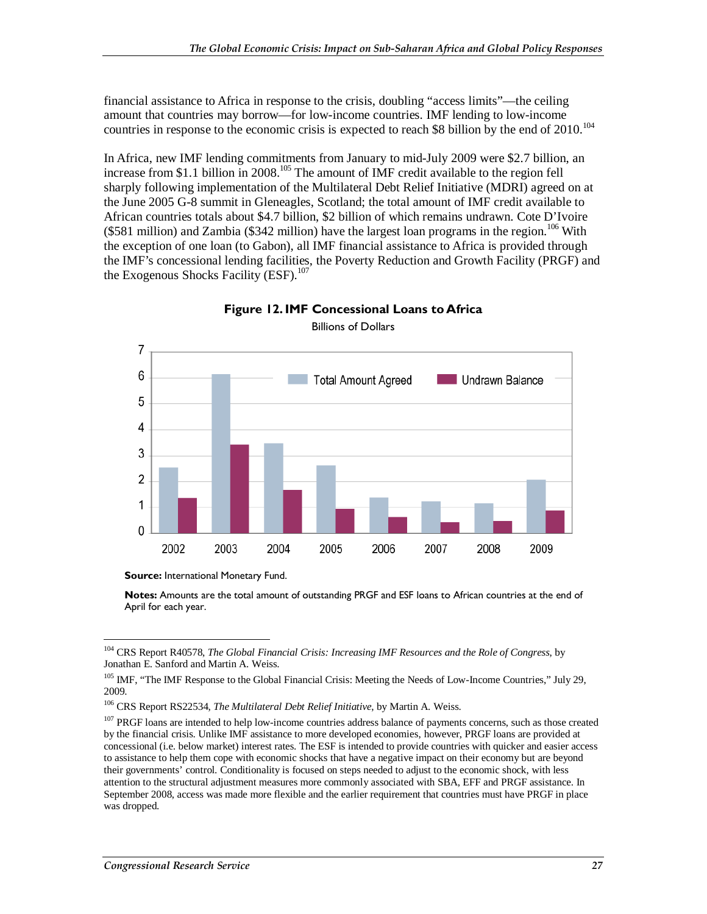financial assistance to Africa in response to the crisis, doubling "access limits"—the ceiling amount that countries may borrow—for low-income countries. IMF lending to low-income countries in response to the economic crisis is expected to reach $8 billion by the end of 2010.[104]

In Africa, new IMF lending commitments from January to mid-July 2009 were $2.7 billion, an increase from $1.1 billion in 2008.[105] The amount of IMF credit available to the region fell sharply following implementation of the Multilateral Debt Relief Initiative (MDRI) agreed on at the June 2005 G-8 summit in Gleneagles, Scotland; the total amount of IMF credit available to African countries totals about $4.7 billion, $2 billion of which remains undrawn. Cote D'Ivoire ($581 million) and Zambia ($342 million) have the largest loan programs in the region.[106] With the exception of one loan (to Gabon), all IMF financial assistance to Africa is provided through the IMF's concessional lending facilities, the Poverty Reduction and Growth Facility (PRGF) and the Exogenous Shocks Facility (ESF).[107]

**Figure 12. IMF Concessional Loans to Africa**

Billions of Dollars

**Source:** International Monetary Fund.

**Notes:** Amounts are the total amount of outstanding PRGF and ESF loans to African countries at the end of April for each year.

---

[104] CRS Report R40578, *The Global Financial Crisis: Increasing IMF Resources and the Role of Congress*, by Jonathan E. Sanford and Martin A. Weiss.

[105] IMF, "The IMF Response to the Global Financial Crisis: Meeting the Needs of Low-Income Countries," July 29, 2009.

[106] CRS Report RS22534, *The Multilateral Debt Relief Initiative*, by Martin A. Weiss.

[107] PRGF loans are intended to help low-income countries address balance of payments concerns, such as those created by the financial crisis. Unlike IMF assistance to more developed economies, however, PRGF loans are provided at concessional (i.e. below market) interest rates. The ESF is intended to provide countries with quicker and easier access to assistance to help them cope with economic shocks that have a negative impact on their economy but are beyond their governments' control. Conditionality is focused on steps needed to adjust to the economic shock, with less attention to the structural adjustment measures more commonly associated with SBA, EFF and PRGF assistance. In September 2008, access was made more flexible and the earlier requirement that countries must have PRGF in place was dropped.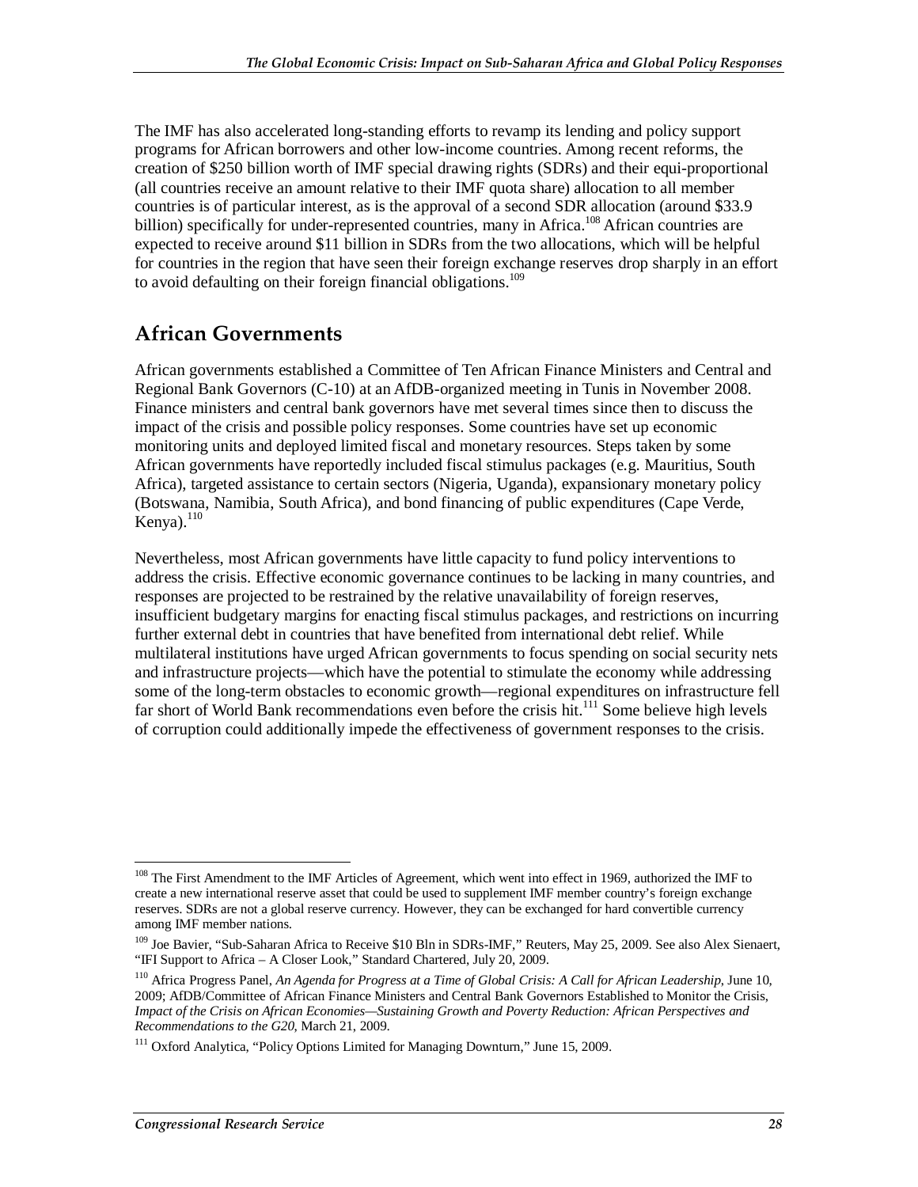The IMF has also accelerated long-standing efforts to revamp its lending and policy support programs for African borrowers and other low-income countries. Among recent reforms, the creation of $250 billion worth of IMF special drawing rights (SDRs) and their equi-proportional (all countries receive an amount relative to their IMF quota share) allocation to all member countries is of particular interest, as is the approval of a second SDR allocation (around $33.9 billion) specifically for under-represented countries, many in Africa.[108] African countries are expected to receive around $11 billion in SDRs from the two allocations, which will be helpful for countries in the region that have seen their foreign exchange reserves drop sharply in an effort to avoid defaulting on their foreign financial obligations.[109]

## African Governments

African governments established a Committee of Ten African Finance Ministers and Central and Regional Bank Governors (C-10) at an AfDB-organized meeting in Tunis in November 2008. Finance ministers and central bank governors have met several times since then to discuss the impact of the crisis and possible policy responses. Some countries have set up economic monitoring units and deployed limited fiscal and monetary resources. Steps taken by some African governments have reportedly included fiscal stimulus packages (e.g. Mauritius, South Africa), targeted assistance to certain sectors (Nigeria, Uganda), expansionary monetary policy (Botswana, Namibia, South Africa), and bond financing of public expenditures (Cape Verde, Kenya).[110]

Nevertheless, most African governments have little capacity to fund policy interventions to address the crisis. Effective economic governance continues to be lacking in many countries, and responses are projected to be restrained by the relative unavailability of foreign reserves, insufficient budgetary margins for enacting fiscal stimulus packages, and restrictions on incurring further external debt in countries that have benefited from international debt relief. While multilateral institutions have urged African governments to focus spending on social security nets and infrastructure projects—which have the potential to stimulate the economy while addressing some of the long-term obstacles to economic growth—regional expenditures on infrastructure fell far short of World Bank recommendations even before the crisis hit.[111] Some believe high levels of corruption could additionally impede the effectiveness of government responses to the crisis.

---

[108] The First Amendment to the IMF Articles of Agreement, which went into effect in 1969, authorized the IMF to create a new international reserve asset that could be used to supplement IMF member country's foreign exchange reserves. SDRs are not a global reserve currency. However, they can be exchanged for hard convertible currency among IMF member nations.

[109] Joe Bavier, "Sub-Saharan Africa to Receive $10 Bln in SDRs-IMF," Reuters, May 25, 2009. See also Alex Sienaert, "IFI Support to Africa – A Closer Look," Standard Chartered, July 20, 2009.

[110] Africa Progress Panel, *An Agenda for Progress at a Time of Global Crisis: A Call for African Leadership*, June 10, 2009; AfDB/Committee of African Finance Ministers and Central Bank Governors Established to Monitor the Crisis, *Impact of the Crisis on African Economies—Sustaining Growth and Poverty Reduction: African Perspectives and Recommendations to the G20*, March 21, 2009.

[111] Oxford Analytica, "Policy Options Limited for Managing Downturn," June 15, 2009.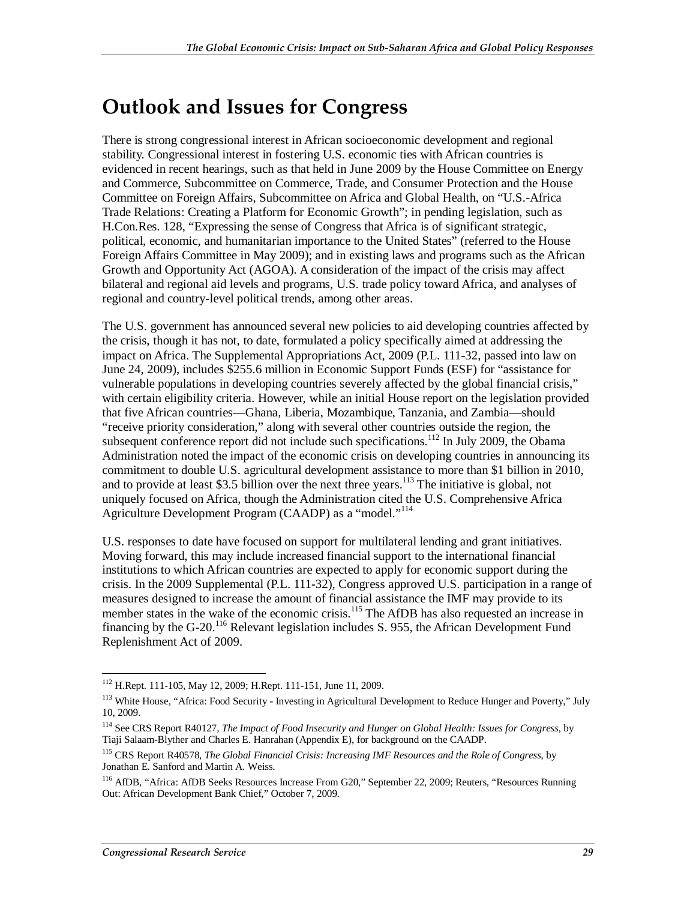## Outlook and Issues for Congress

There is strong congressional interest in African socioeconomic development and regional stability. Congressional interest in fostering U.S. economic ties with African countries is evidenced in recent hearings, such as that held in June 2009 by the House Committee on Energy and Commerce, Subcommittee on Commerce, Trade, and Consumer Protection and the House Committee on Foreign Affairs, Subcommittee on Africa and Global Health, on "U.S.-Africa Trade Relations: Creating a Platform for Economic Growth"; in pending legislation, such as H.Con.Res. 128, "Expressing the sense of Congress that Africa is of significant strategic, political, economic, and humanitarian importance to the United States" (referred to the House Foreign Affairs Committee in May 2009); and in existing laws and programs such as the African Growth and Opportunity Act (AGOA). A consideration of the impact of the crisis may affect bilateral and regional aid levels and programs, U.S. trade policy toward Africa, and analyses of regional and country-level political trends, among other areas.

The U.S. government has announced several new policies to aid developing countries affected by the crisis, though it has not, to date, formulated a policy specifically aimed at addressing the impact on Africa. The Supplemental Appropriations Act, 2009 (P.L. 111-32, passed into law on June 24, 2009), includes $255.6 million in Economic Support Funds (ESF) for "assistance for vulnerable populations in developing countries severely affected by the global financial crisis," with certain eligibility criteria. However, while an initial House report on the legislation provided that five African countries—Ghana, Liberia, Mozambique, Tanzania, and Zambia—should "receive priority consideration," along with several other countries outside the region, the subsequent conference report did not include such specifications.[112] In July 2009, the Obama Administration noted the impact of the economic crisis on developing countries in announcing its commitment to double U.S. agricultural development assistance to more than $1 billion in 2010, and to provide at least $3.5 billion over the next three years.[113] The initiative is global, not uniquely focused on Africa, though the Administration cited the U.S. Comprehensive Africa Agriculture Development Program (CAADP) as a "model."[114]

U.S. responses to date have focused on support for multilateral lending and grant initiatives. Moving forward, this may include increased financial support to the international financial institutions to which African countries are expected to apply for economic support during the crisis. In the 2009 Supplemental (P.L. 111-32), Congress approved U.S. participation in a range of measures designed to increase the amount of financial assistance the IMF may provide to its member states in the wake of the economic crisis.[115] The AfDB has also requested an increase in financing by the G-20.[116] Relevant legislation includes S. 955, the African Development Fund Replenishment Act of 2009.

---

[112] H.Rept. 111-105, May 12, 2009; H.Rept. 111-151, June 11, 2009.

[113] White House, "Africa: Food Security - Investing in Agricultural Development to Reduce Hunger and Poverty," July 10, 2009.

[114] See CRS Report R40127, *The Impact of Food Insecurity and Hunger on Global Health: Issues for Congress*, by Tiaji Salaam-Blyther and Charles E. Hanrahan (Appendix E), for background on the CAADP.

[115] CRS Report R40578, *The Global Financial Crisis: Increasing IMF Resources and the Role of Congress*, by Jonathan E. Sanford and Martin A. Weiss.

[116] AfDB, "Africa: AfDB Seeks Resources Increase From G20," September 22, 2009; Reuters, "Resources Running Out: African Development Bank Chief," October 7, 2009.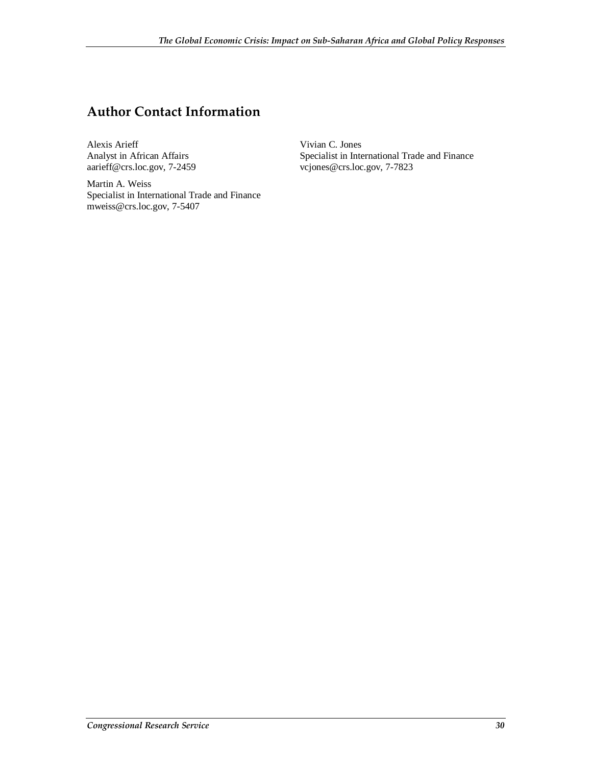## Author Contact Information

Alexis Arieff
Analyst in African Affairs
aarieff@crs.loc.gov, 7-2459

Martin A. Weiss
Specialist in International Trade and Finance
mweiss@crs.loc.gov, 7-5407

Vivian C. Jones
Specialist in International Trade and Finance
vcjones@crs.loc.gov, 7-7823